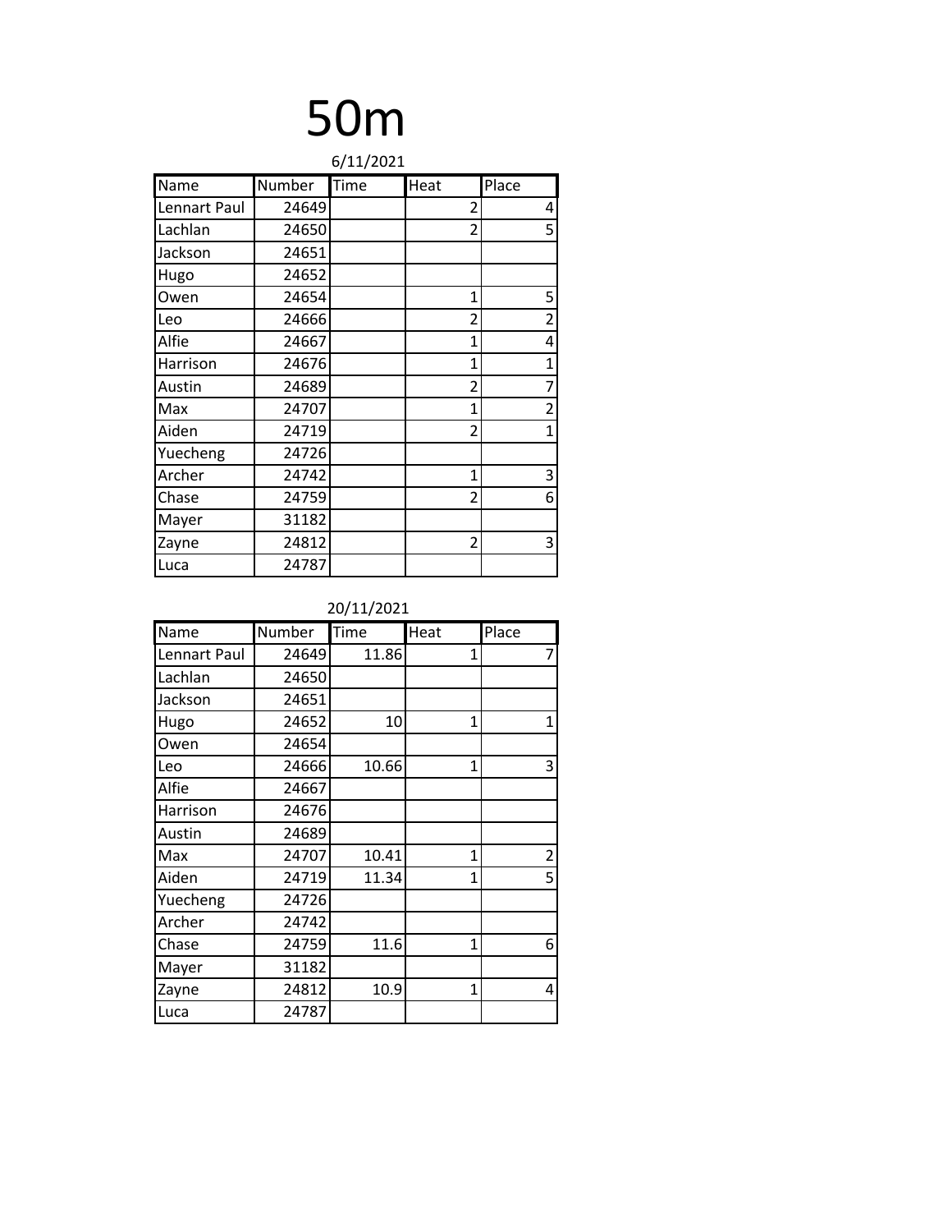# 50m

6/11/2021

| Name | Number | Time | Heat | Place |
|---|---|---|---|---|
| Lennart Paul | 24649 | | 2 | 4 |
| Lachlan | 24650 | | 2 | 5 |
| Jackson | 24651 | | | |
| Hugo | 24652 | | | |
| Owen | 24654 | | 1 | 5 |
| Leo | 24666 | | 2 | 2 |
| Alfie | 24667 | | 1 | 4 |
| Harrison | 24676 | | 1 | 1 |
| Austin | 24689 | | 2 | 7 |
| Max | 24707 | | 1 | 2 |
| Aiden | 24719 | | 2 | 1 |
| Yuecheng | 24726 | | | |
| Archer | 24742 | | 1 | 3 |
| Chase | 24759 | | 2 | 6 |
| Mayer | 31182 | | | |
| Zayne | 24812 | | 2 | 3 |
| Luca | 24787 | | | |

20/11/2021

| Name | Number | Time | Heat | Place |
|---|---|---|---|---|
| Lennart Paul | 24649 | 11.86 | 1 | 7 |
| Lachlan | 24650 | | | |
| Jackson | 24651 | | | |
| Hugo | 24652 | 10 | 1 | 1 |
| Owen | 24654 | | | |
| Leo | 24666 | 10.66 | 1 | 3 |
| Alfie | 24667 | | | |
| Harrison | 24676 | | | |
| Austin | 24689 | | | |
| Max | 24707 | 10.41 | 1 | 2 |
| Aiden | 24719 | 11.34 | 1 | 5 |
| Yuecheng | 24726 | | | |
| Archer | 24742 | | | |
| Chase | 24759 | 11.6 | 1 | 6 |
| Mayer | 31182 | | | |
| Zayne | 24812 | 10.9 | 1 | 4 |
| Luca | 24787 | | | |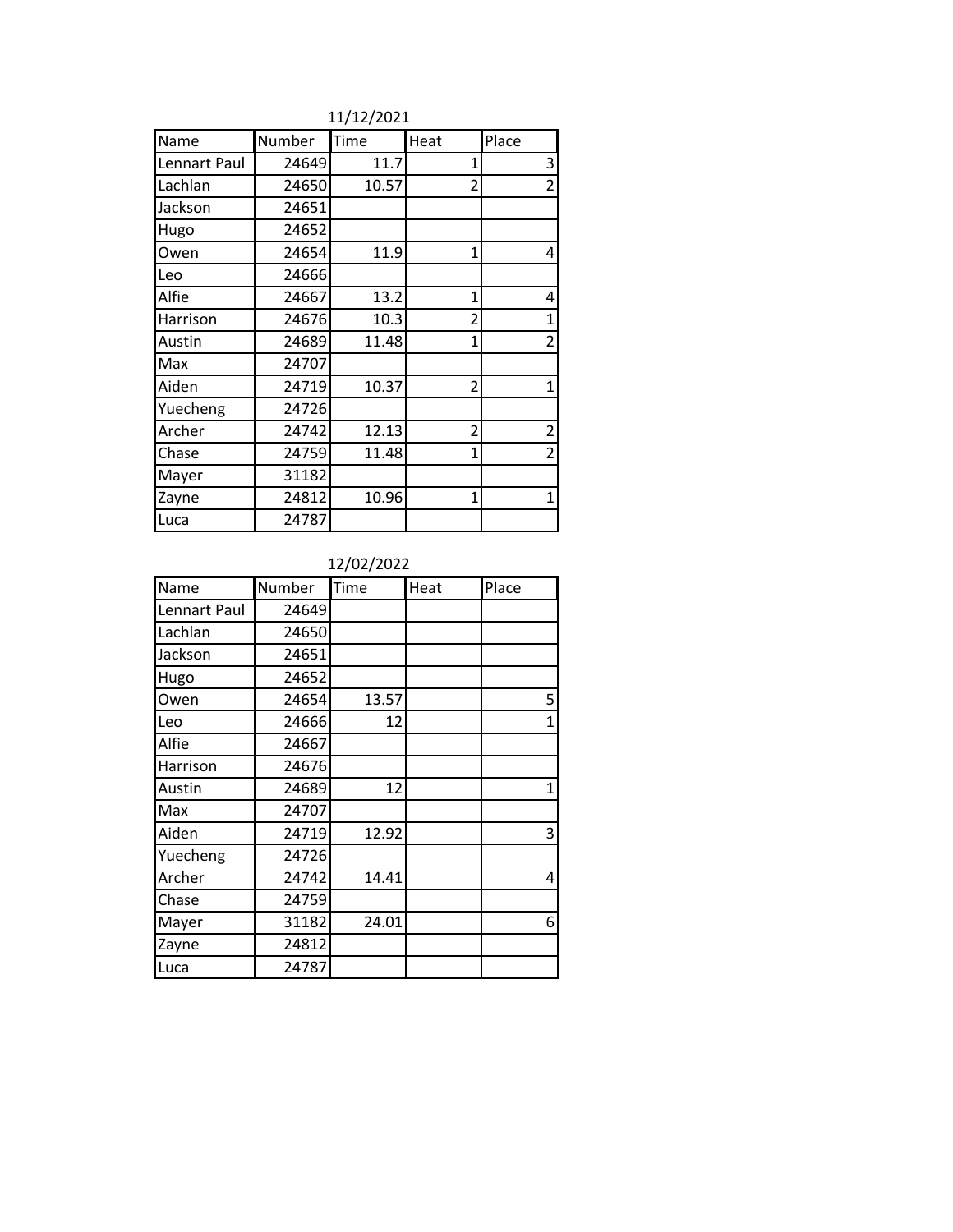11/12/2021

| Name | Number | Time | Heat | Place |
|---|---|---|---|---|
| Lennart Paul | 24649 | 11.7 | 1 | 3 |
| Lachlan | 24650 | 10.57 | 2 | 2 |
| Jackson | 24651 | | | |
| Hugo | 24652 | | | |
| Owen | 24654 | 11.9 | 1 | 4 |
| Leo | 24666 | | | |
| Alfie | 24667 | 13.2 | 1 | 4 |
| Harrison | 24676 | 10.3 | 2 | 1 |
| Austin | 24689 | 11.48 | 1 | 2 |
| Max | 24707 | | | |
| Aiden | 24719 | 10.37 | 2 | 1 |
| Yuecheng | 24726 | | | |
| Archer | 24742 | 12.13 | 2 | 2 |
| Chase | 24759 | 11.48 | 1 | 2 |
| Mayer | 31182 | | | |
| Zayne | 24812 | 10.96 | 1 | 1 |
| Luca | 24787 | | | |

12/02/2022

| Name | Number | Time | Heat | Place |
|---|---|---|---|---|
| Lennart Paul | 24649 | | | |
| Lachlan | 24650 | | | |
| Jackson | 24651 | | | |
| Hugo | 24652 | | | |
| Owen | 24654 | 13.57 | | 5 |
| Leo | 24666 | 12 | | 1 |
| Alfie | 24667 | | | |
| Harrison | 24676 | | | |
| Austin | 24689 | 12 | | 1 |
| Max | 24707 | | | |
| Aiden | 24719 | 12.92 | | 3 |
| Yuecheng | 24726 | | | |
| Archer | 24742 | 14.41 | | 4 |
| Chase | 24759 | | | |
| Mayer | 31182 | 24.01 | | 6 |
| Zayne | 24812 | | | |
| Luca | 24787 | | | |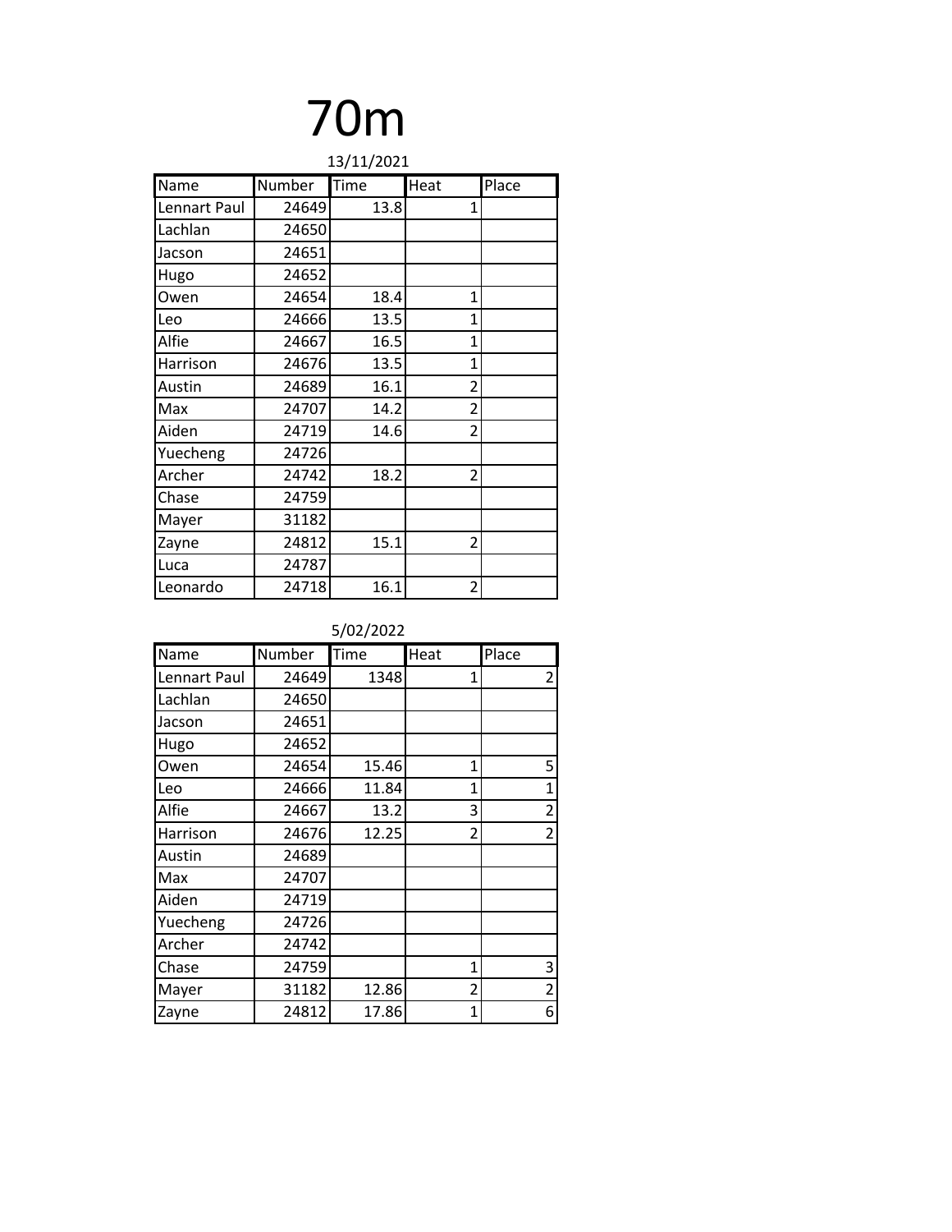# 70m

13/11/2021

| Name | Number | Time | Heat | Place |
|---|---|---|---|---|
| Lennart Paul | 24649 | 13.8 | 1 | |
| Lachlan | 24650 | | | |
| Jacson | 24651 | | | |
| Hugo | 24652 | | | |
| Owen | 24654 | 18.4 | 1 | |
| Leo | 24666 | 13.5 | 1 | |
| Alfie | 24667 | 16.5 | 1 | |
| Harrison | 24676 | 13.5 | 1 | |
| Austin | 24689 | 16.1 | 2 | |
| Max | 24707 | 14.2 | 2 | |
| Aiden | 24719 | 14.6 | 2 | |
| Yuecheng | 24726 | | | |
| Archer | 24742 | 18.2 | 2 | |
| Chase | 24759 | | | |
| Mayer | 31182 | | | |
| Zayne | 24812 | 15.1 | 2 | |
| Luca | 24787 | | | |
| Leonardo | 24718 | 16.1 | 2 | |

5/02/2022

| Name | Number | Time | Heat | Place |
|---|---|---|---|---|
| Lennart Paul | 24649 | 1348 | 1 | 2 |
| Lachlan | 24650 | | | |
| Jacson | 24651 | | | |
| Hugo | 24652 | | | |
| Owen | 24654 | 15.46 | 1 | 5 |
| Leo | 24666 | 11.84 | 1 | 1 |
| Alfie | 24667 | 13.2 | 3 | 2 |
| Harrison | 24676 | 12.25 | 2 | 2 |
| Austin | 24689 | | | |
| Max | 24707 | | | |
| Aiden | 24719 | | | |
| Yuecheng | 24726 | | | |
| Archer | 24742 | | | |
| Chase | 24759 | | 1 | 3 |
| Mayer | 31182 | 12.86 | 2 | 2 |
| Zayne | 24812 | 17.86 | 1 | 6 |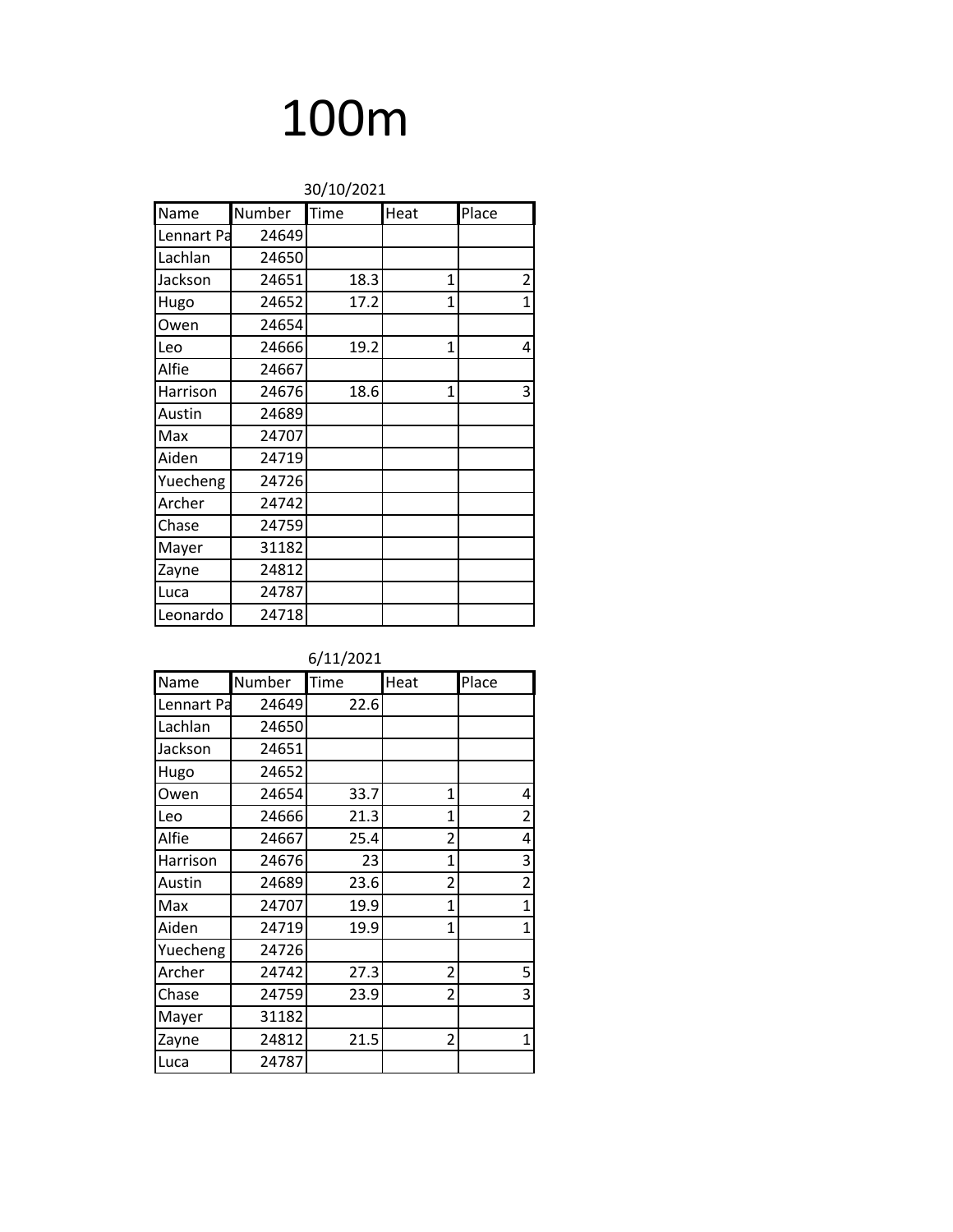# 100m

30/10/2021

| Name | Number | Time | Heat | Place |
|---|---|---|---|---|
| Lennart Pa | 24649 | | | |
| Lachlan | 24650 | | | |
| Jackson | 24651 | 18.3 | 1 | 2 |
| Hugo | 24652 | 17.2 | 1 | 1 |
| Owen | 24654 | | | |
| Leo | 24666 | 19.2 | 1 | 4 |
| Alfie | 24667 | | | |
| Harrison | 24676 | 18.6 | 1 | 3 |
| Austin | 24689 | | | |
| Max | 24707 | | | |
| Aiden | 24719 | | | |
| Yuecheng | 24726 | | | |
| Archer | 24742 | | | |
| Chase | 24759 | | | |
| Mayer | 31182 | | | |
| Zayne | 24812 | | | |
| Luca | 24787 | | | |
| Leonardo | 24718 | | | |

6/11/2021

| Name | Number | Time | Heat | Place |
|---|---|---|---|---|
| Lennart Pa | 24649 | 22.6 | | |
| Lachlan | 24650 | | | |
| Jackson | 24651 | | | |
| Hugo | 24652 | | | |
| Owen | 24654 | 33.7 | 1 | 4 |
| Leo | 24666 | 21.3 | 1 | 2 |
| Alfie | 24667 | 25.4 | 2 | 4 |
| Harrison | 24676 | 23 | 1 | 3 |
| Austin | 24689 | 23.6 | 2 | 2 |
| Max | 24707 | 19.9 | 1 | 1 |
| Aiden | 24719 | 19.9 | 1 | 1 |
| Yuecheng | 24726 | | | |
| Archer | 24742 | 27.3 | 2 | 5 |
| Chase | 24759 | 23.9 | 2 | 3 |
| Mayer | 31182 | | | |
| Zayne | 24812 | 21.5 | 2 | 1 |
| Luca | 24787 | | | |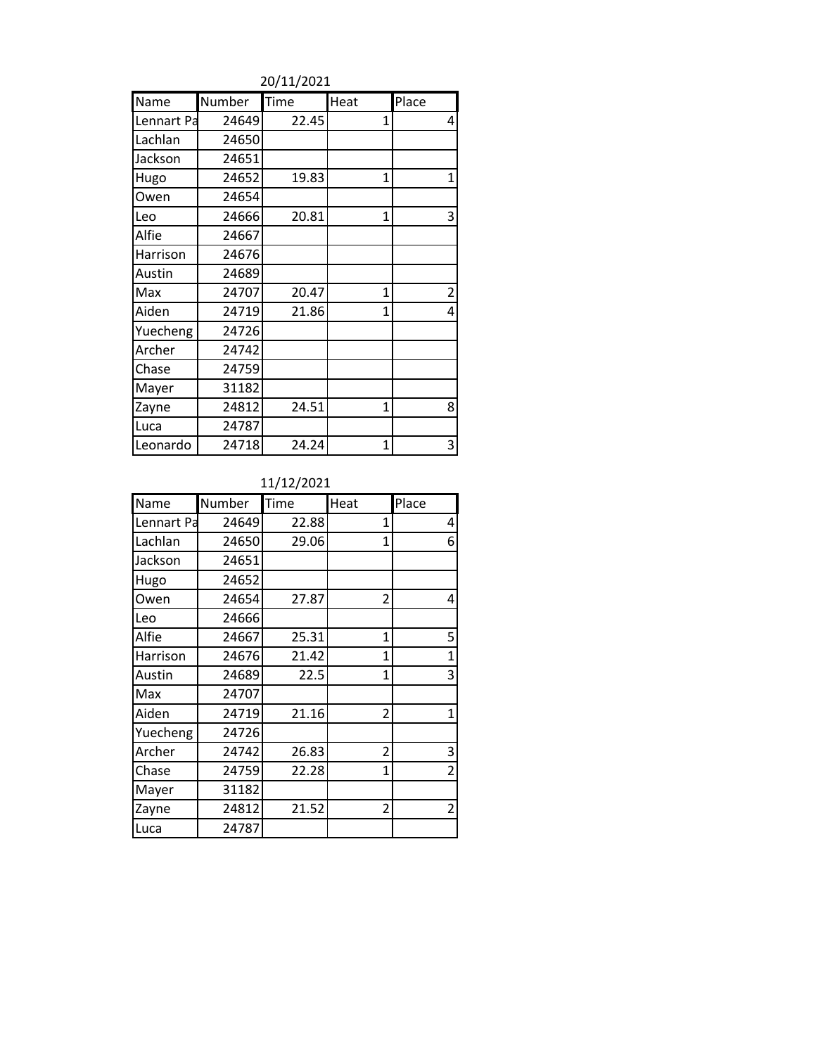20/11/2021

| Name | Number | Time | Heat | Place |
|---|---|---|---|---|
| Lennart Pa | 24649 | 22.45 | 1 | 4 |
| Lachlan | 24650 | | | |
| Jackson | 24651 | | | |
| Hugo | 24652 | 19.83 | 1 | 1 |
| Owen | 24654 | | | |
| Leo | 24666 | 20.81 | 1 | 3 |
| Alfie | 24667 | | | |
| Harrison | 24676 | | | |
| Austin | 24689 | | | |
| Max | 24707 | 20.47 | 1 | 2 |
| Aiden | 24719 | 21.86 | 1 | 4 |
| Yuecheng | 24726 | | | |
| Archer | 24742 | | | |
| Chase | 24759 | | | |
| Mayer | 31182 | | | |
| Zayne | 24812 | 24.51 | 1 | 8 |
| Luca | 24787 | | | |
| Leonardo | 24718 | 24.24 | 1 | 3 |

11/12/2021

| Name | Number | Time | Heat | Place |
|---|---|---|---|---|
| Lennart Pa | 24649 | 22.88 | 1 | 4 |
| Lachlan | 24650 | 29.06 | 1 | 6 |
| Jackson | 24651 | | | |
| Hugo | 24652 | | | |
| Owen | 24654 | 27.87 | 2 | 4 |
| Leo | 24666 | | | |
| Alfie | 24667 | 25.31 | 1 | 5 |
| Harrison | 24676 | 21.42 | 1 | 1 |
| Austin | 24689 | 22.5 | 1 | 3 |
| Max | 24707 | | | |
| Aiden | 24719 | 21.16 | 2 | 1 |
| Yuecheng | 24726 | | | |
| Archer | 24742 | 26.83 | 2 | 3 |
| Chase | 24759 | 22.28 | 1 | 2 |
| Mayer | 31182 | | | |
| Zayne | 24812 | 21.52 | 2 | 2 |
| Luca | 24787 | | | |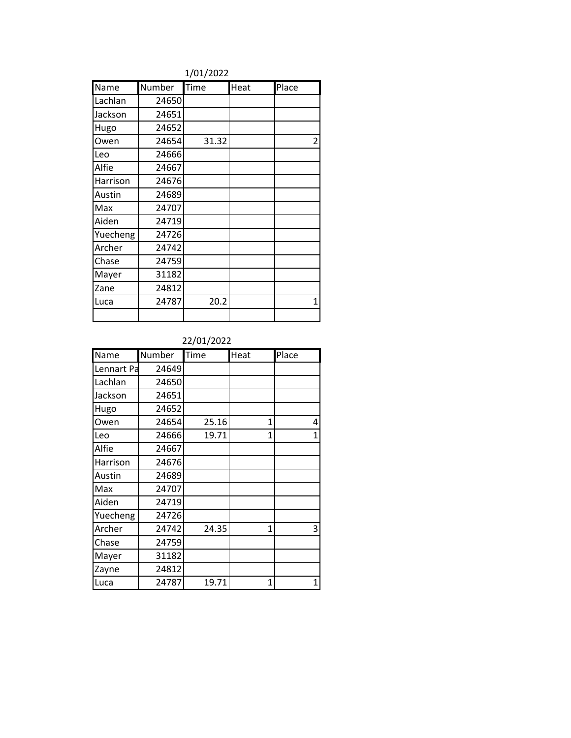1/01/2022

| Name | Number | Time | Heat | Place |
|---|---|---|---|---|
| Lachlan | 24650 | | | |
| Jackson | 24651 | | | |
| Hugo | 24652 | | | |
| Owen | 24654 | 31.32 | | 2 |
| Leo | 24666 | | | |
| Alfie | 24667 | | | |
| Harrison | 24676 | | | |
| Austin | 24689 | | | |
| Max | 24707 | | | |
| Aiden | 24719 | | | |
| Yuecheng | 24726 | | | |
| Archer | 24742 | | | |
| Chase | 24759 | | | |
| Mayer | 31182 | | | |
| Zane | 24812 | | | |
| Luca | 24787 | 20.2 | | 1 |
| | | | | |

22/01/2022

| Name | Number | Time | Heat | Place |
|---|---|---|---|---|
| Lennart Pa | 24649 | | | |
| Lachlan | 24650 | | | |
| Jackson | 24651 | | | |
| Hugo | 24652 | | | |
| Owen | 24654 | 25.16 | 1 | 4 |
| Leo | 24666 | 19.71 | 1 | 1 |
| Alfie | 24667 | | | |
| Harrison | 24676 | | | |
| Austin | 24689 | | | |
| Max | 24707 | | | |
| Aiden | 24719 | | | |
| Yuecheng | 24726 | | | |
| Archer | 24742 | 24.35 | 1 | 3 |
| Chase | 24759 | | | |
| Mayer | 31182 | | | |
| Zayne | 24812 | | | |
| Luca | 24787 | 19.71 | 1 | 1 |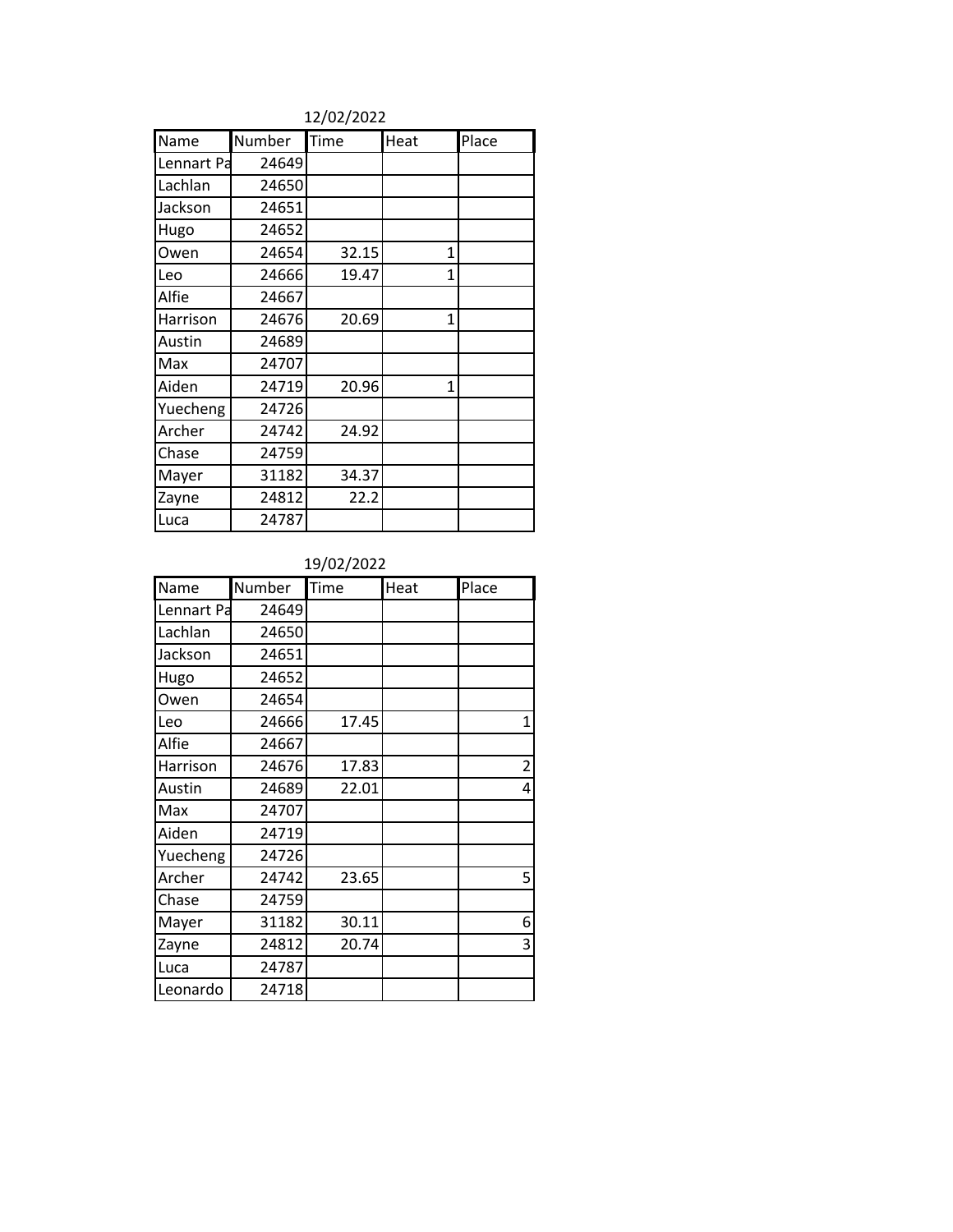12/02/2022

| Name | Number | Time | Heat | Place |
|---|---|---|---|---|
| Lennart Pa | 24649 | | | |
| Lachlan | 24650 | | | |
| Jackson | 24651 | | | |
| Hugo | 24652 | | | |
| Owen | 24654 | 32.15 | 1 | |
| Leo | 24666 | 19.47 | 1 | |
| Alfie | 24667 | | | |
| Harrison | 24676 | 20.69 | 1 | |
| Austin | 24689 | | | |
| Max | 24707 | | | |
| Aiden | 24719 | 20.96 | 1 | |
| Yuecheng | 24726 | | | |
| Archer | 24742 | 24.92 | | |
| Chase | 24759 | | | |
| Mayer | 31182 | 34.37 | | |
| Zayne | 24812 | 22.2 | | |
| Luca | 24787 | | | |

19/02/2022

| Name | Number | Time | Heat | Place |
|---|---|---|---|---|
| Lennart Pa | 24649 | | | |
| Lachlan | 24650 | | | |
| Jackson | 24651 | | | |
| Hugo | 24652 | | | |
| Owen | 24654 | | | |
| Leo | 24666 | 17.45 | | 1 |
| Alfie | 24667 | | | |
| Harrison | 24676 | 17.83 | | 2 |
| Austin | 24689 | 22.01 | | 4 |
| Max | 24707 | | | |
| Aiden | 24719 | | | |
| Yuecheng | 24726 | | | |
| Archer | 24742 | 23.65 | | 5 |
| Chase | 24759 | | | |
| Mayer | 31182 | 30.11 | | 6 |
| Zayne | 24812 | 20.74 | | 3 |
| Luca | 24787 | | | |
| Leonardo | 24718 | | | |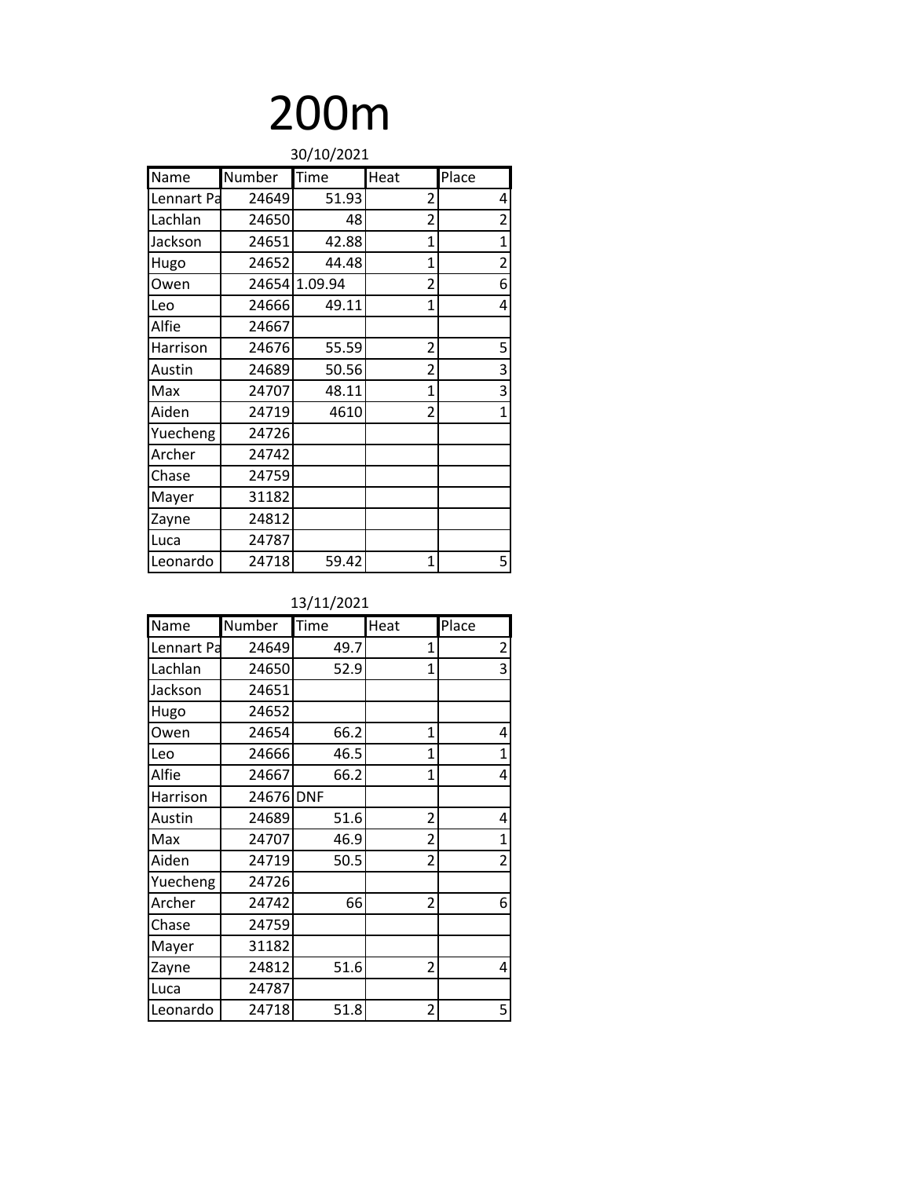# 200m

30/10/2021

| Name | Number | Time | Heat | Place |
|---|---|---|---|---|
| Lennart Pa | 24649 | 51.93 | 2 | 4 |
| Lachlan | 24650 | 48 | 2 | 2 |
| Jackson | 24651 | 42.88 | 1 | 1 |
| Hugo | 24652 | 44.48 | 1 | 2 |
| Owen | 24654 | 1.09.94 | 2 | 6 |
| Leo | 24666 | 49.11 | 1 | 4 |
| Alfie | 24667 | | | |
| Harrison | 24676 | 55.59 | 2 | 5 |
| Austin | 24689 | 50.56 | 2 | 3 |
| Max | 24707 | 48.11 | 1 | 3 |
| Aiden | 24719 | 4610 | 2 | 1 |
| Yuecheng | 24726 | | | |
| Archer | 24742 | | | |
| Chase | 24759 | | | |
| Mayer | 31182 | | | |
| Zayne | 24812 | | | |
| Luca | 24787 | | | |
| Leonardo | 24718 | 59.42 | 1 | 5 |

13/11/2021

| Name | Number | Time | Heat | Place |
|---|---|---|---|---|
| Lennart Pa | 24649 | 49.7 | 1 | 2 |
| Lachlan | 24650 | 52.9 | 1 | 3 |
| Jackson | 24651 | | | |
| Hugo | 24652 | | | |
| Owen | 24654 | 66.2 | 1 | 4 |
| Leo | 24666 | 46.5 | 1 | 1 |
| Alfie | 24667 | 66.2 | 1 | 4 |
| Harrison | 24676 | DNF | | |
| Austin | 24689 | 51.6 | 2 | 4 |
| Max | 24707 | 46.9 | 2 | 1 |
| Aiden | 24719 | 50.5 | 2 | 2 |
| Yuecheng | 24726 | | | |
| Archer | 24742 | 66 | 2 | 6 |
| Chase | 24759 | | | |
| Mayer | 31182 | | | |
| Zayne | 24812 | 51.6 | 2 | 4 |
| Luca | 24787 | | | |
| Leonardo | 24718 | 51.8 | 2 | 5 |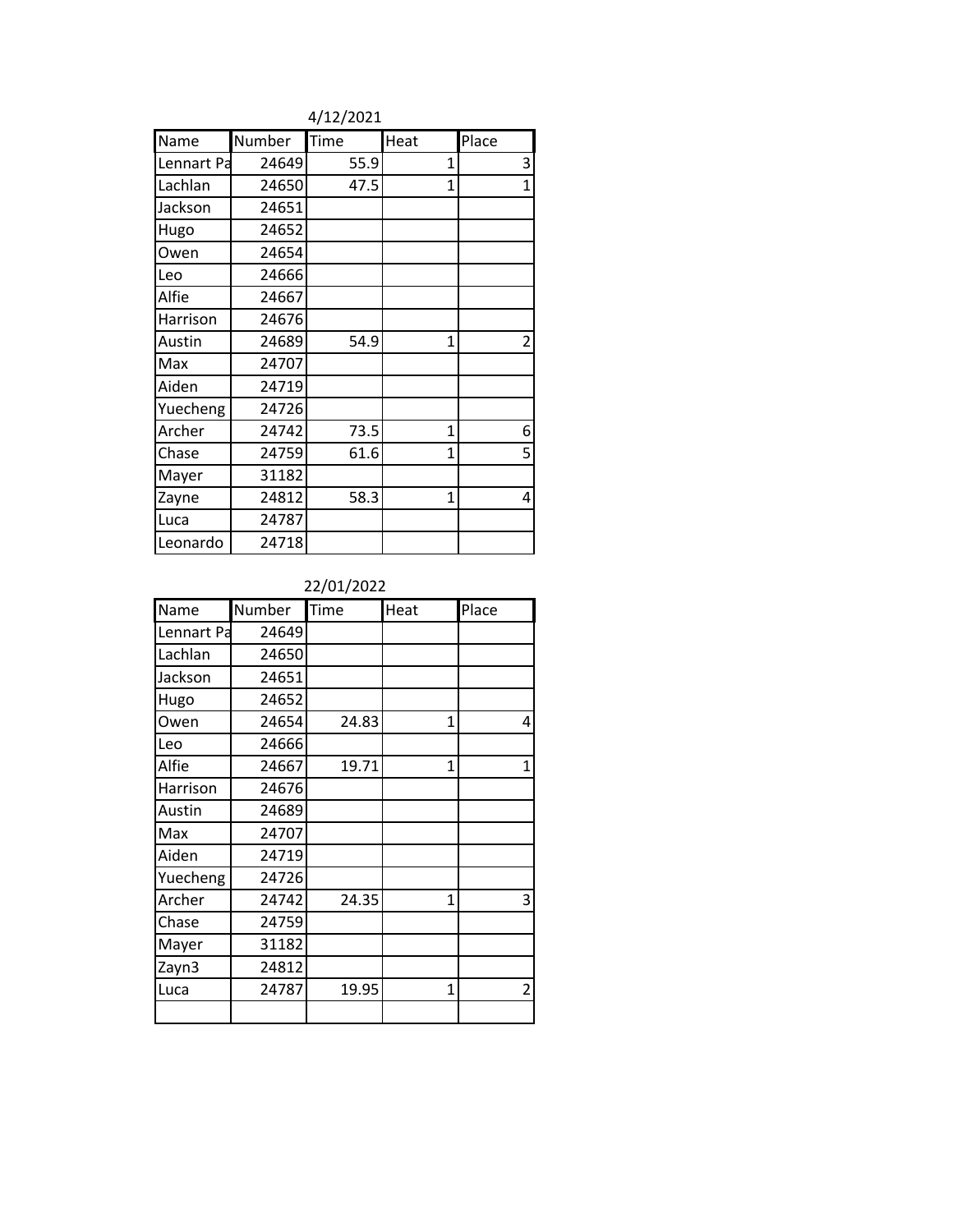4/12/2021

| Name | Number | Time | Heat | Place |
| --- | --- | --- | --- | --- |
| Lennart Pa | 24649 | 55.9 | 1 | 3 |
| Lachlan | 24650 | 47.5 | 1 | 1 |
| Jackson | 24651 | | | |
| Hugo | 24652 | | | |
| Owen | 24654 | | | |
| Leo | 24666 | | | |
| Alfie | 24667 | | | |
| Harrison | 24676 | | | |
| Austin | 24689 | 54.9 | 1 | 2 |
| Max | 24707 | | | |
| Aiden | 24719 | | | |
| Yuecheng | 24726 | | | |
| Archer | 24742 | 73.5 | 1 | 6 |
| Chase | 24759 | 61.6 | 1 | 5 |
| Mayer | 31182 | | | |
| Zayne | 24812 | 58.3 | 1 | 4 |
| Luca | 24787 | | | |
| Leonardo | 24718 | | | |

22/01/2022

| Name | Number | Time | Heat | Place |
| --- | --- | --- | --- | --- |
| Lennart Pa | 24649 | | | |
| Lachlan | 24650 | | | |
| Jackson | 24651 | | | |
| Hugo | 24652 | | | |
| Owen | 24654 | 24.83 | 1 | 4 |
| Leo | 24666 | | | |
| Alfie | 24667 | 19.71 | 1 | 1 |
| Harrison | 24676 | | | |
| Austin | 24689 | | | |
| Max | 24707 | | | |
| Aiden | 24719 | | | |
| Yuecheng | 24726 | | | |
| Archer | 24742 | 24.35 | 1 | 3 |
| Chase | 24759 | | | |
| Mayer | 31182 | | | |
| Zayn3 | 24812 | | | |
| Luca | 24787 | 19.95 | 1 | 2 |
| | | | | |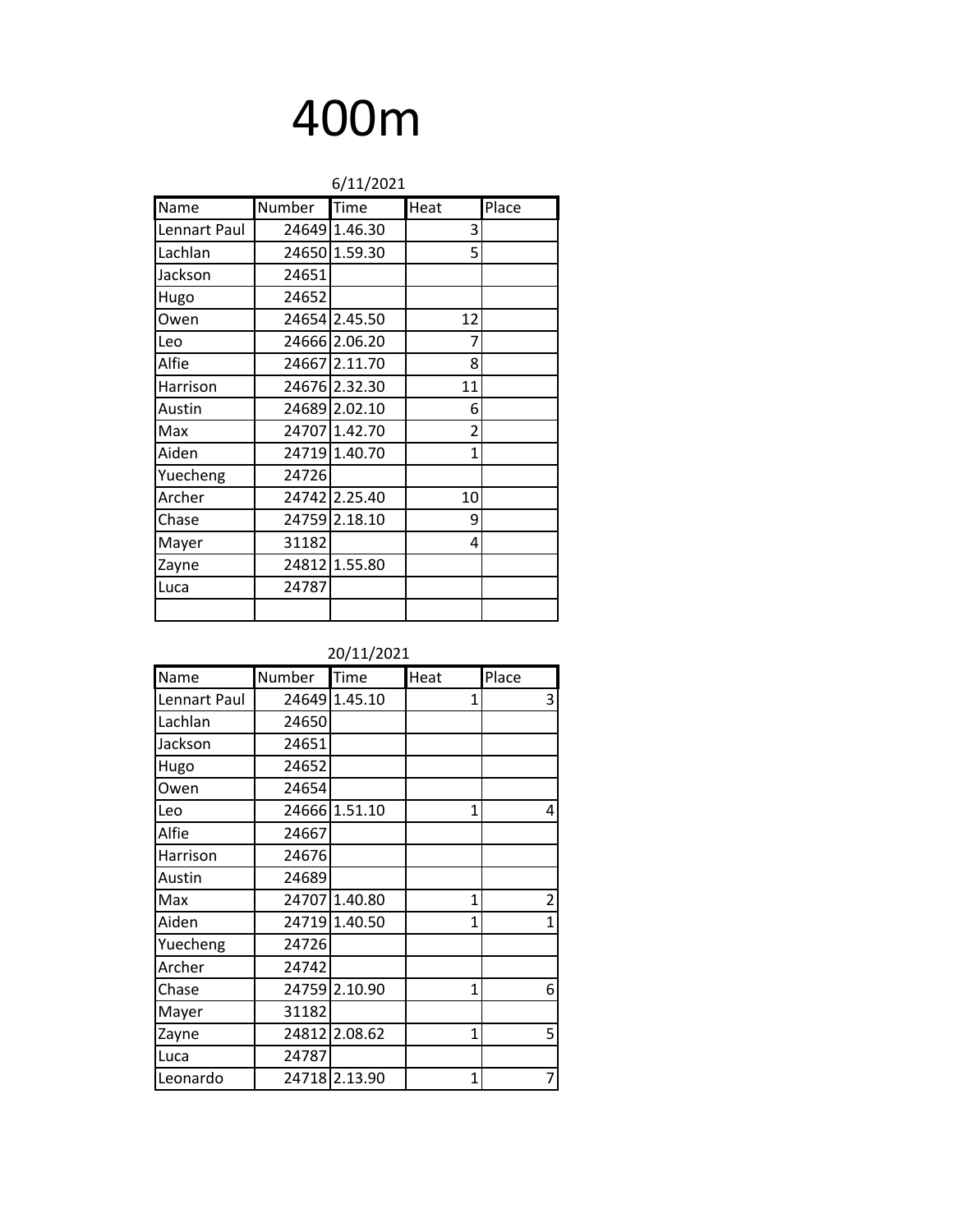# 400m

6/11/2021

| Name | Number | Time | Heat | Place |
|---|---|---|---|---|
| Lennart Paul | 24649 | 1.46.30 | 3 | |
| Lachlan | 24650 | 1.59.30 | 5 | |
| Jackson | 24651 | | | |
| Hugo | 24652 | | | |
| Owen | 24654 | 2.45.50 | 12 | |
| Leo | 24666 | 2.06.20 | 7 | |
| Alfie | 24667 | 2.11.70 | 8 | |
| Harrison | 24676 | 2.32.30 | 11 | |
| Austin | 24689 | 2.02.10 | 6 | |
| Max | 24707 | 1.42.70 | 2 | |
| Aiden | 24719 | 1.40.70 | 1 | |
| Yuecheng | 24726 | | | |
| Archer | 24742 | 2.25.40 | 10 | |
| Chase | 24759 | 2.18.10 | 9 | |
| Mayer | 31182 | | 4 | |
| Zayne | 24812 | 1.55.80 | | |
| Luca | 24787 | | | |
| | | | | |

20/11/2021

| Name | Number | Time | Heat | Place |
|---|---|---|---|---|
| Lennart Paul | 24649 | 1.45.10 | 1 | 3 |
| Lachlan | 24650 | | | |
| Jackson | 24651 | | | |
| Hugo | 24652 | | | |
| Owen | 24654 | | | |
| Leo | 24666 | 1.51.10 | 1 | 4 |
| Alfie | 24667 | | | |
| Harrison | 24676 | | | |
| Austin | 24689 | | | |
| Max | 24707 | 1.40.80 | 1 | 2 |
| Aiden | 24719 | 1.40.50 | 1 | 1 |
| Yuecheng | 24726 | | | |
| Archer | 24742 | | | |
| Chase | 24759 | 2.10.90 | 1 | 6 |
| Mayer | 31182 | | | |
| Zayne | 24812 | 2.08.62 | 1 | 5 |
| Luca | 24787 | | | |
| Leonardo | 24718 | 2.13.90 | 1 | 7 |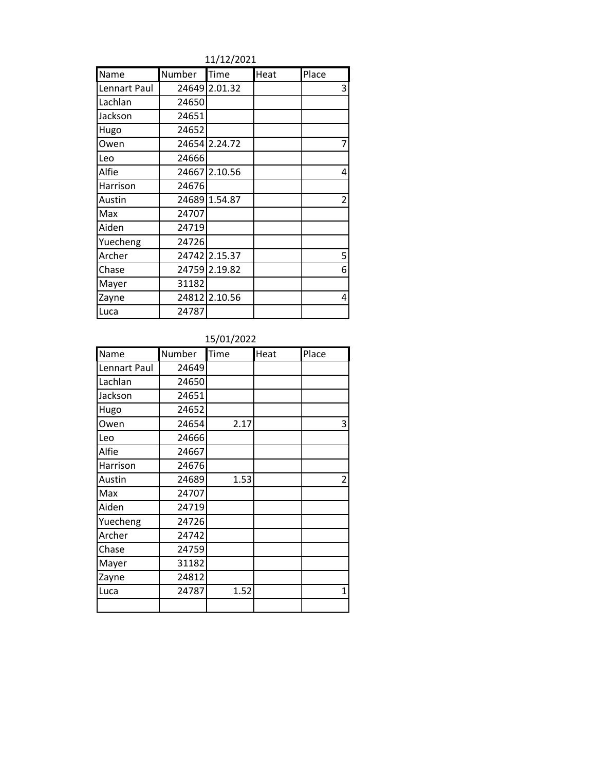11/12/2021

| Name | Number | Time | Heat | Place |
|---|---|---|---|---|
| Lennart Paul | 24649 | 2.01.32 | | 3 |
| Lachlan | 24650 | | | |
| Jackson | 24651 | | | |
| Hugo | 24652 | | | |
| Owen | 24654 | 2.24.72 | | 7 |
| Leo | 24666 | | | |
| Alfie | 24667 | 2.10.56 | | 4 |
| Harrison | 24676 | | | |
| Austin | 24689 | 1.54.87 | | 2 |
| Max | 24707 | | | |
| Aiden | 24719 | | | |
| Yuecheng | 24726 | | | |
| Archer | 24742 | 2.15.37 | | 5 |
| Chase | 24759 | 2.19.82 | | 6 |
| Mayer | 31182 | | | |
| Zayne | 24812 | 2.10.56 | | 4 |
| Luca | 24787 | | | |

15/01/2022

| Name | Number | Time | Heat | Place |
|---|---|---|---|---|
| Lennart Paul | 24649 | | | |
| Lachlan | 24650 | | | |
| Jackson | 24651 | | | |
| Hugo | 24652 | | | |
| Owen | 24654 | 2.17 | | 3 |
| Leo | 24666 | | | |
| Alfie | 24667 | | | |
| Harrison | 24676 | | | |
| Austin | 24689 | 1.53 | | 2 |
| Max | 24707 | | | |
| Aiden | 24719 | | | |
| Yuecheng | 24726 | | | |
| Archer | 24742 | | | |
| Chase | 24759 | | | |
| Mayer | 31182 | | | |
| Zayne | 24812 | | | |
| Luca | 24787 | 1.52 | | 1 |
| | | | | |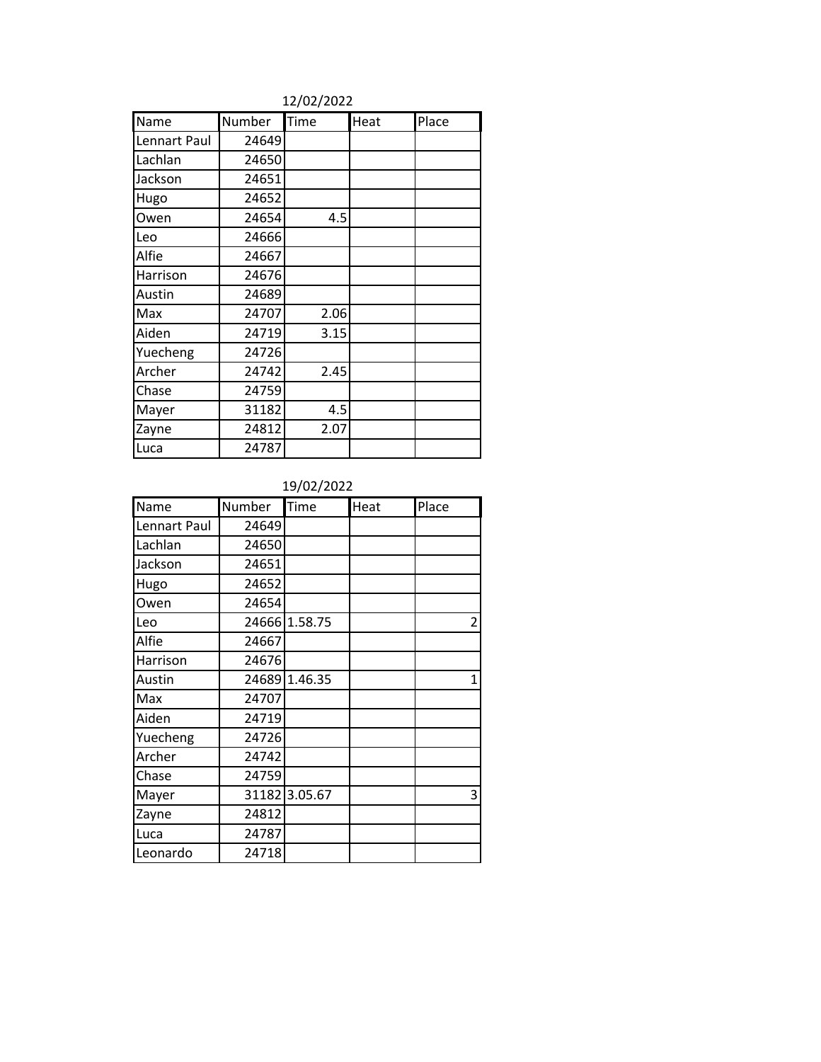12/02/2022

| Name | Number | Time | Heat | Place |
|---|---|---|---|---|
| Lennart Paul | 24649 | | | |
| Lachlan | 24650 | | | |
| Jackson | 24651 | | | |
| Hugo | 24652 | | | |
| Owen | 24654 | 4.5 | | |
| Leo | 24666 | | | |
| Alfie | 24667 | | | |
| Harrison | 24676 | | | |
| Austin | 24689 | | | |
| Max | 24707 | 2.06 | | |
| Aiden | 24719 | 3.15 | | |
| Yuecheng | 24726 | | | |
| Archer | 24742 | 2.45 | | |
| Chase | 24759 | | | |
| Mayer | 31182 | 4.5 | | |
| Zayne | 24812 | 2.07 | | |
| Luca | 24787 | | | |

19/02/2022

| Name | Number | Time | Heat | Place |
|---|---|---|---|---|
| Lennart Paul | 24649 | | | |
| Lachlan | 24650 | | | |
| Jackson | 24651 | | | |
| Hugo | 24652 | | | |
| Owen | 24654 | | | |
| Leo | 24666 | 1.58.75 | | 2 |
| Alfie | 24667 | | | |
| Harrison | 24676 | | | |
| Austin | 24689 | 1.46.35 | | 1 |
| Max | 24707 | | | |
| Aiden | 24719 | | | |
| Yuecheng | 24726 | | | |
| Archer | 24742 | | | |
| Chase | 24759 | | | |
| Mayer | 31182 | 3.05.67 | | 3 |
| Zayne | 24812 | | | |
| Luca | 24787 | | | |
| Leonardo | 24718 | | | |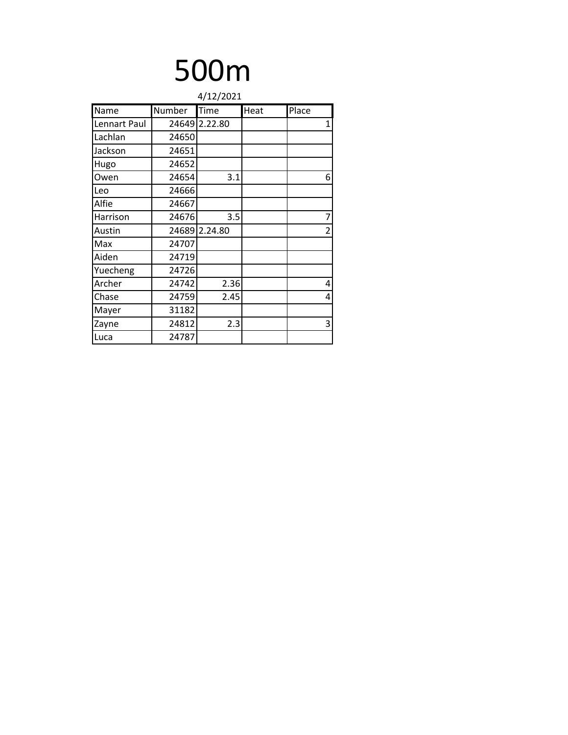# 500m

4/12/2021

| Name | Number | Time | Heat | Place |
|---|---|---|---|---|
| Lennart Paul | 24649 | 2.22.80 | | 1 |
| Lachlan | 24650 | | | |
| Jackson | 24651 | | | |
| Hugo | 24652 | | | |
| Owen | 24654 | 3.1 | | 6 |
| Leo | 24666 | | | |
| Alfie | 24667 | | | |
| Harrison | 24676 | 3.5 | | 7 |
| Austin | 24689 | 2.24.80 | | 2 |
| Max | 24707 | | | |
| Aiden | 24719 | | | |
| Yuecheng | 24726 | | | |
| Archer | 24742 | 2.36 | | 4 |
| Chase | 24759 | 2.45 | | 4 |
| Mayer | 31182 | | | |
| Zayne | 24812 | 2.3 | | 3 |
| Luca | 24787 | | | |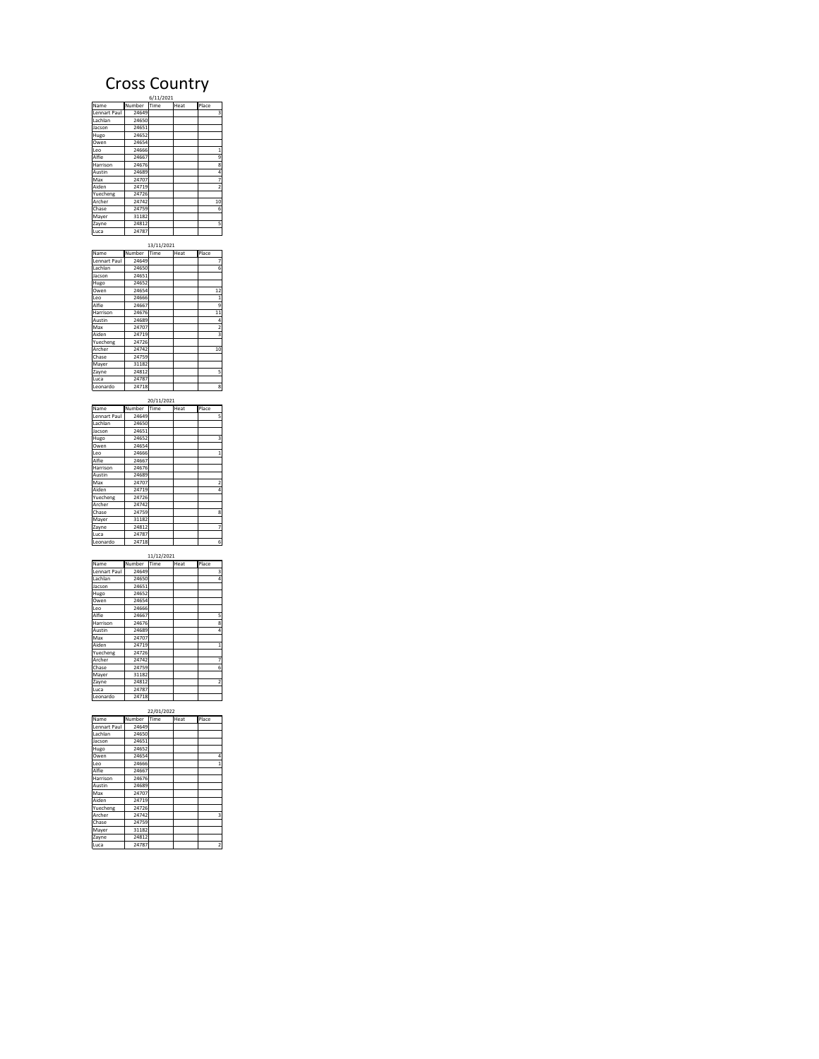# Cross Country

6/11/2021

| Name | Number | Time | Heat | Place |
|---|---|---|---|---|
| Lennart Paul | 24649 | | | 3 |
| Lachlan | 24650 | | | |
| Jacson | 24651 | | | |
| Hugo | 24652 | | | |
| Owen | 24654 | | | |
| Leo | 24666 | | | 1 |
| Alfie | 24667 | | | 9 |
| Harrison | 24676 | | | 8 |
| Austin | 24689 | | | 4 |
| Max | 24707 | | | 7 |
| Aiden | 24719 | | | 2 |
| Yuecheng | 24726 | | | |
| Archer | 24742 | | | 10 |
| Chase | 24759 | | | 6 |
| Mayer | 31182 | | | |
| Zayne | 24812 | | | 5 |
| Luca | 24787 | | | |

13/11/2021

| Name | Number | Time | Heat | Place |
|---|---|---|---|---|
| Lennart Paul | 24649 | | | 7 |
| Lachlan | 24650 | | | 6 |
| Jacson | 24651 | | | |
| Hugo | 24652 | | | |
| Owen | 24654 | | | 12 |
| Leo | 24666 | | | 1 |
| Alfie | 24667 | | | 9 |
| Harrison | 24676 | | | 11 |
| Austin | 24689 | | | 4 |
| Max | 24707 | | | 2 |
| Aiden | 24719 | | | 3 |
| Yuecheng | 24726 | | | |
| Archer | 24742 | | | 10 |
| Chase | 24759 | | | |
| Mayer | 31182 | | | |
| Zayne | 24812 | | | 5 |
| Luca | 24787 | | | |
| Leonardo | 24718 | | | 8 |

20/11/2021

| Name | Number | Time | Heat | Place |
|---|---|---|---|---|
| Lennart Paul | 24649 | | | 5 |
| Lachlan | 24650 | | | |
| Jacson | 24651 | | | |
| Hugo | 24652 | | | 3 |
| Owen | 24654 | | | |
| Leo | 24666 | | | 1 |
| Alfie | 24667 | | | |
| Harrison | 24676 | | | |
| Austin | 24689 | | | |
| Max | 24707 | | | 2 |
| Aiden | 24719 | | | 4 |
| Yuecheng | 24726 | | | |
| Archer | 24742 | | | |
| Chase | 24759 | | | 8 |
| Mayer | 31182 | | | |
| Zayne | 24812 | | | 7 |
| Luca | 24787 | | | |
| Leonardo | 24718 | | | 6 |

11/12/2021

| Name | Number | Time | Heat | Place |
|---|---|---|---|---|
| Lennart Paul | 24649 | | | 3 |
| Lachlan | 24650 | | | 4 |
| Jacson | 24651 | | | |
| Hugo | 24652 | | | |
| Owen | 24654 | | | |
| Leo | 24666 | | | |
| Alfie | 24667 | | | 5 |
| Harrison | 24676 | | | 8 |
| Austin | 24689 | | | 4 |
| Max | 24707 | | | |
| Aiden | 24719 | | | 1 |
| Yuecheng | 24726 | | | |
| Archer | 24742 | | | 7 |
| Chase | 24759 | | | 6 |
| Mayer | 31182 | | | |
| Zayne | 24812 | | | 2 |
| Luca | 24787 | | | |
| Leonardo | 24718 | | | |

22/01/2022

| Name | Number | Time | Heat | Place |
|---|---|---|---|---|
| Lennart Paul | 24649 | | | |
| Lachlan | 24650 | | | |
| Jacson | 24651 | | | |
| Hugo | 24652 | | | |
| Owen | 24654 | | | 4 |
| Leo | 24666 | | | 1 |
| Alfie | 24667 | | | |
| Harrison | 24676 | | | |
| Austin | 24689 | | | |
| Max | 24707 | | | |
| Aiden | 24719 | | | |
| Yuecheng | 24726 | | | |
| Archer | 24742 | | | 3 |
| Chase | 24759 | | | |
| Mayer | 31182 | | | |
| Zayne | 24812 | | | |
| Luca | 24787 | | | 2 |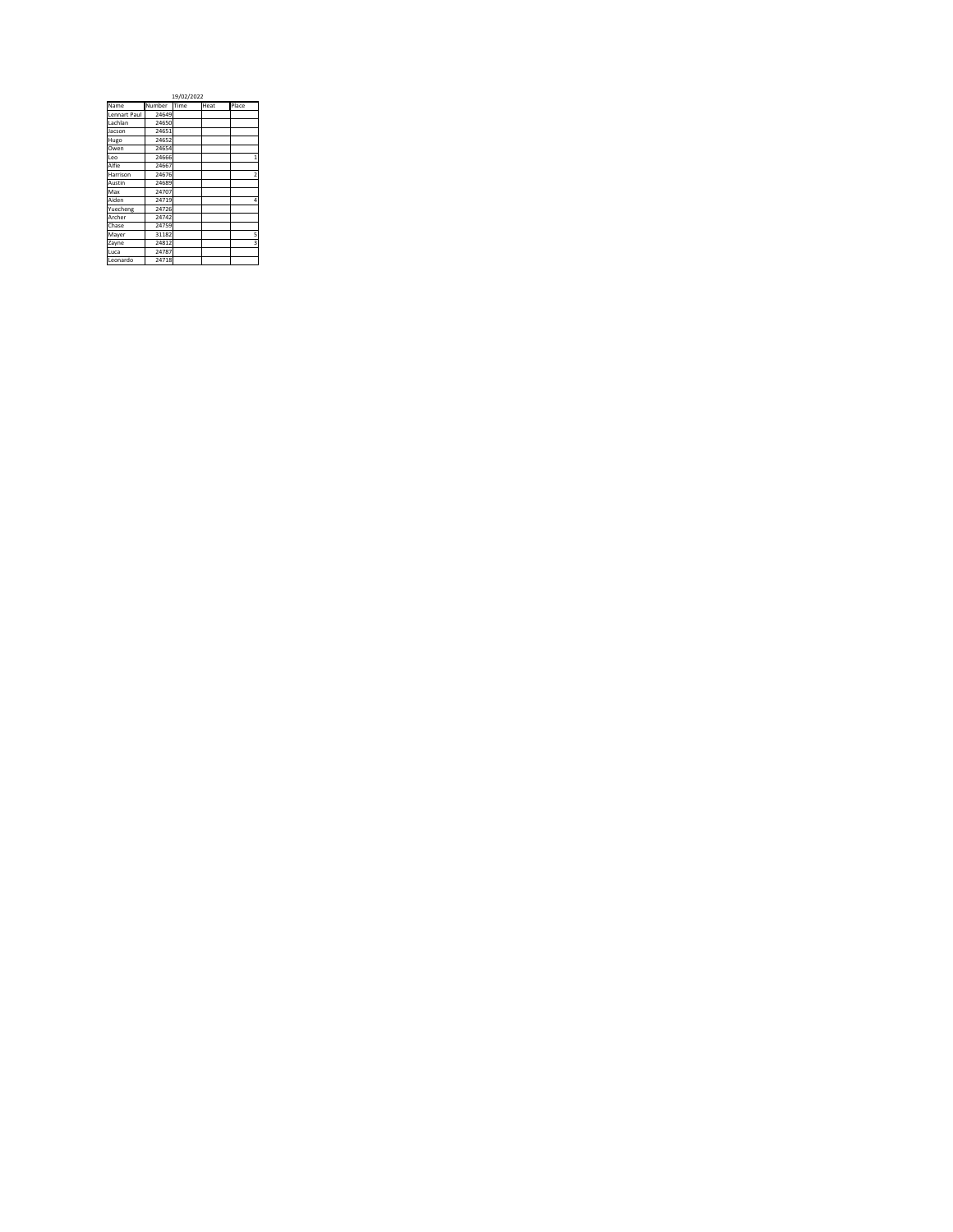19/02/2022

| Name | Number | Time | Heat | Place |
|---|---|---|---|---|
| Lennart Paul | 24649 | | | |
| Lachlan | 24650 | | | |
| Jacson | 24651 | | | |
| Hugo | 24652 | | | |
| Owen | 24654 | | | |
| Leo | 24666 | | | 1 |
| Alfie | 24667 | | | |
| Harrison | 24676 | | | 2 |
| Austin | 24689 | | | |
| Max | 24707 | | | |
| Aiden | 24719 | | | 4 |
| Yuecheng | 24726 | | | |
| Archer | 24742 | | | |
| Chase | 24759 | | | |
| Mayer | 31182 | | | 5 |
| Zayne | 24812 | | | 3 |
| Luca | 24787 | | | |
| Leonardo | 24718 | | | |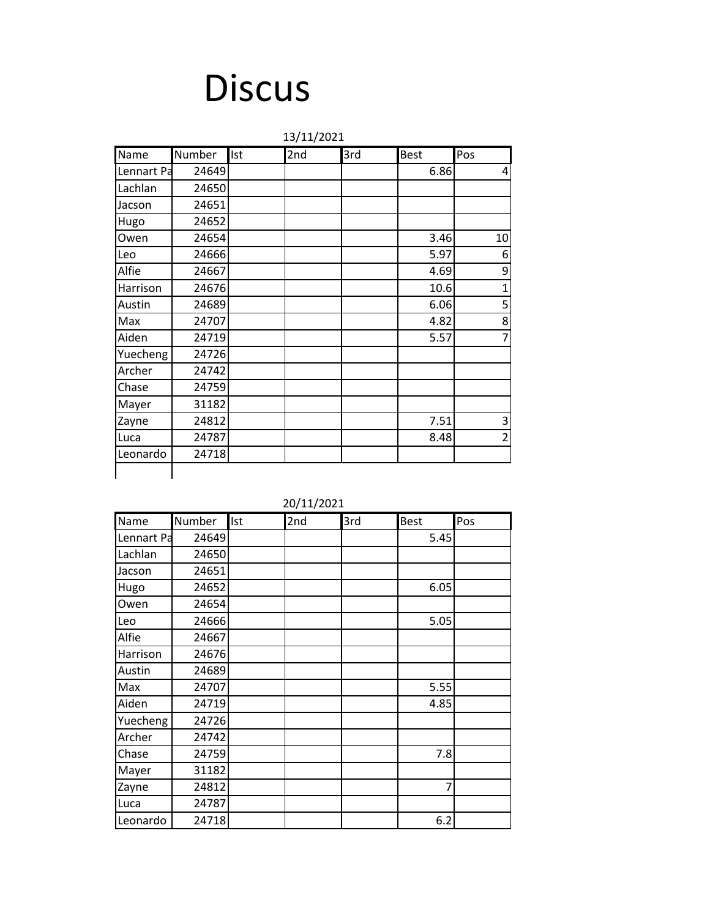# Discus

13/11/2021

| Name | Number | Ist | 2nd | 3rd | Best | Pos |
|---|---|---|---|---|---|---|
| Lennart Pa | 24649 | | | | 6.86 | 4 |
| Lachlan | 24650 | | | | | |
| Jacson | 24651 | | | | | |
| Hugo | 24652 | | | | | |
| Owen | 24654 | | | | 3.46 | 10 |
| Leo | 24666 | | | | 5.97 | 6 |
| Alfie | 24667 | | | | 4.69 | 9 |
| Harrison | 24676 | | | | 10.6 | 1 |
| Austin | 24689 | | | | 6.06 | 5 |
| Max | 24707 | | | | 4.82 | 8 |
| Aiden | 24719 | | | | 5.57 | 7 |
| Yuecheng | 24726 | | | | | |
| Archer | 24742 | | | | | |
| Chase | 24759 | | | | | |
| Mayer | 31182 | | | | | |
| Zayne | 24812 | | | | 7.51 | 3 |
| Luca | 24787 | | | | 8.48 | 2 |
| Leonardo | 24718 | | | | | |

20/11/2021

| Name | Number | Ist | 2nd | 3rd | Best | Pos |
|---|---|---|---|---|---|---|
| Lennart Pa | 24649 | | | | 5.45 | |
| Lachlan | 24650 | | | | | |
| Jacson | 24651 | | | | | |
| Hugo | 24652 | | | | 6.05 | |
| Owen | 24654 | | | | | |
| Leo | 24666 | | | | 5.05 | |
| Alfie | 24667 | | | | | |
| Harrison | 24676 | | | | | |
| Austin | 24689 | | | | | |
| Max | 24707 | | | | 5.55 | |
| Aiden | 24719 | | | | 4.85 | |
| Yuecheng | 24726 | | | | | |
| Archer | 24742 | | | | | |
| Chase | 24759 | | | | 7.8 | |
| Mayer | 31182 | | | | | |
| Zayne | 24812 | | | | 7 | |
| Luca | 24787 | | | | | |
| Leonardo | 24718 | | | | 6.2 | |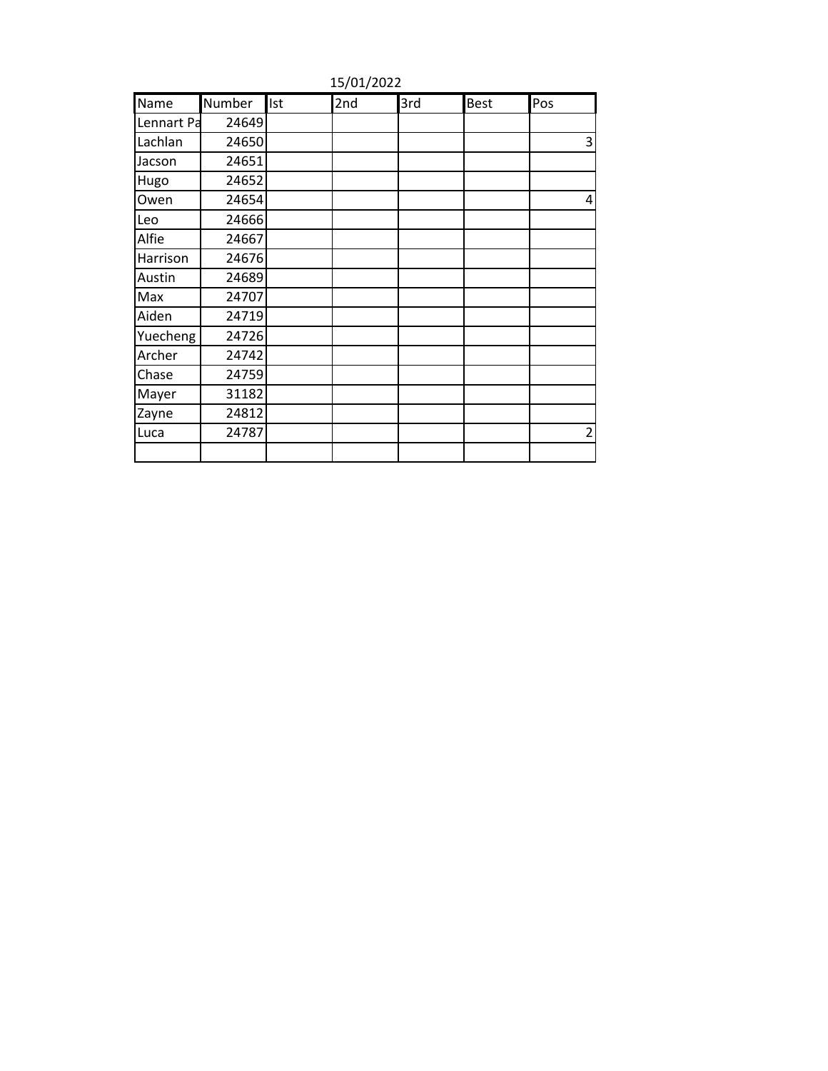15/01/2022

| Name | Number | Ist | 2nd | 3rd | Best | Pos |
|---|---|---|---|---|---|---|
| Lennart Pa | 24649 | | | | | |
| Lachlan | 24650 | | | | | 3 |
| Jacson | 24651 | | | | | |
| Hugo | 24652 | | | | | |
| Owen | 24654 | | | | | 4 |
| Leo | 24666 | | | | | |
| Alfie | 24667 | | | | | |
| Harrison | 24676 | | | | | |
| Austin | 24689 | | | | | |
| Max | 24707 | | | | | |
| Aiden | 24719 | | | | | |
| Yuecheng | 24726 | | | | | |
| Archer | 24742 | | | | | |
| Chase | 24759 | | | | | |
| Mayer | 31182 | | | | | |
| Zayne | 24812 | | | | | |
| Luca | 24787 | | | | | 2 |
| | | | | | | |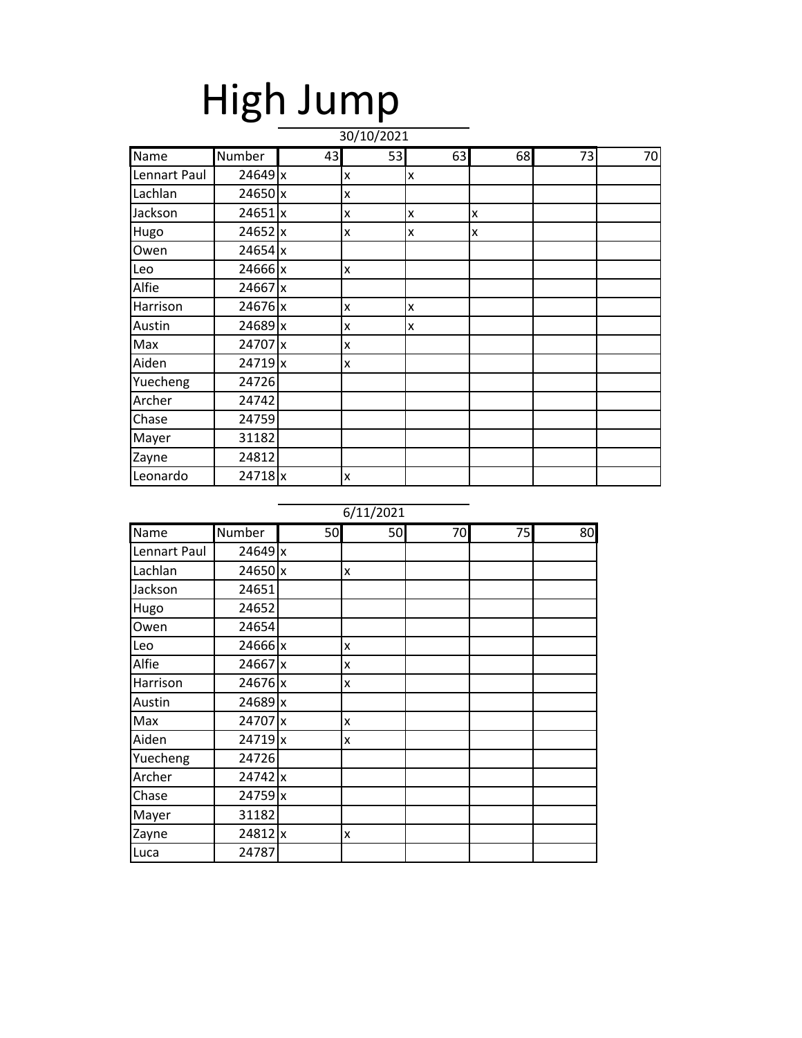# High Jump

30/10/2021

| Name | Number | 43 | 53 | 63 | 68 | 73 | 70 |
|---|---|---|---|---|---|---|---|
| Lennart Paul | 24649 | x | x | x | | | |
| Lachlan | 24650 | x | x | | | | |
| Jackson | 24651 | x | x | x | x | | |
| Hugo | 24652 | x | x | x | x | | |
| Owen | 24654 | x | | | | | |
| Leo | 24666 | x | x | | | | |
| Alfie | 24667 | x | | | | | |
| Harrison | 24676 | x | x | x | | | |
| Austin | 24689 | x | x | x | | | |
| Max | 24707 | x | x | | | | |
| Aiden | 24719 | x | x | | | | |
| Yuecheng | 24726 | | | | | | |
| Archer | 24742 | | | | | | |
| Chase | 24759 | | | | | | |
| Mayer | 31182 | | | | | | |
| Zayne | 24812 | | | | | | |
| Leonardo | 24718 | x | x | | | | |

6/11/2021

| Name | Number | 50 | 50 | 70 | 75 | 80 |
|---|---|---|---|---|---|---|
| Lennart Paul | 24649 | x | | | | |
| Lachlan | 24650 | x | x | | | |
| Jackson | 24651 | | | | | |
| Hugo | 24652 | | | | | |
| Owen | 24654 | | | | | |
| Leo | 24666 | x | x | | | |
| Alfie | 24667 | x | x | | | |
| Harrison | 24676 | x | x | | | |
| Austin | 24689 | x | | | | |
| Max | 24707 | x | x | | | |
| Aiden | 24719 | x | x | | | |
| Yuecheng | 24726 | | | | | |
| Archer | 24742 | x | | | | |
| Chase | 24759 | x | | | | |
| Mayer | 31182 | | | | | |
| Zayne | 24812 | x | x | | | |
| Luca | 24787 | | | | | |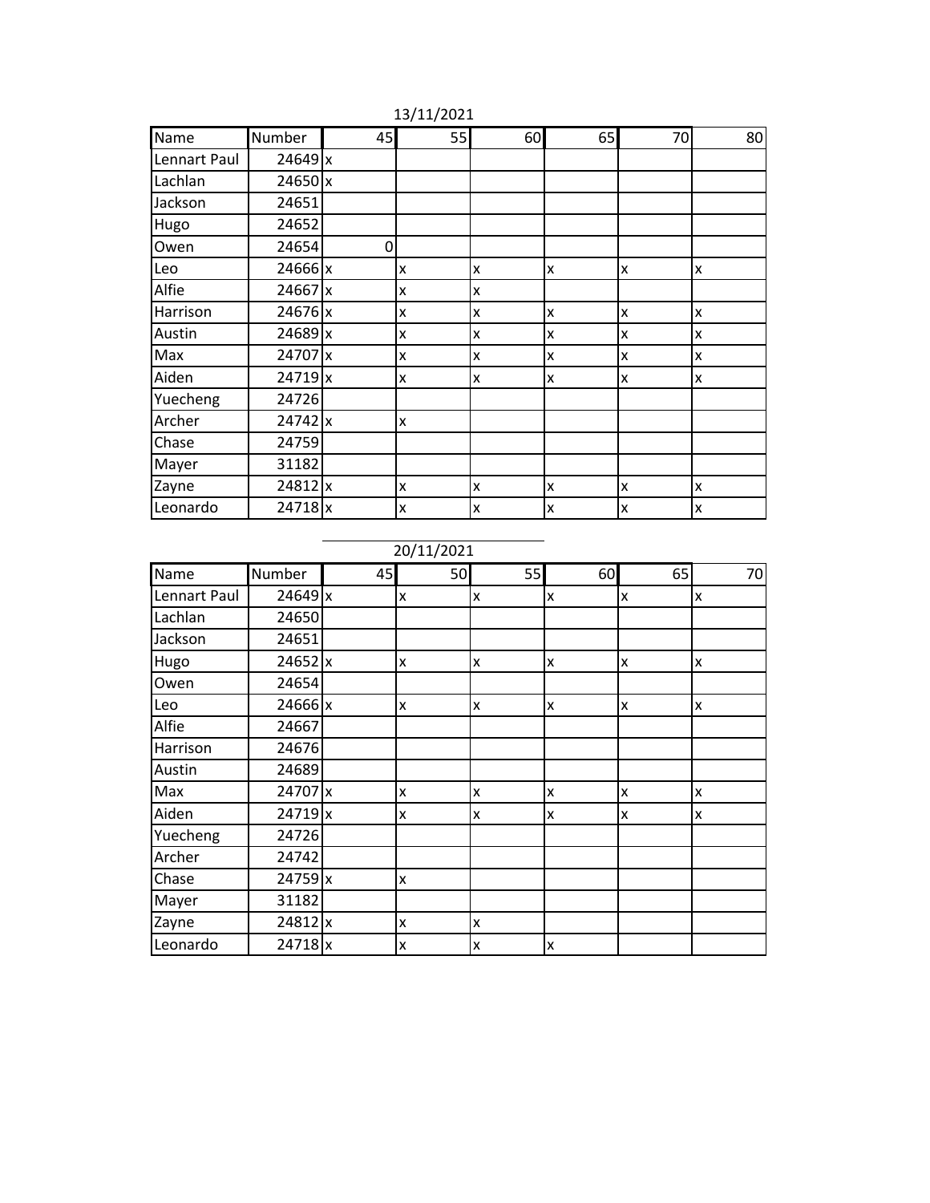13/11/2021

| Name | Number | 45 | 55 | 60 | 65 | 70 | 80 |
|---|---|---|---|---|---|---|---|
| Lennart Paul | 24649 | x | | | | | |
| Lachlan | 24650 | x | | | | | |
| Jackson | 24651 | | | | | | |
| Hugo | 24652 | | | | | | |
| Owen | 24654 | 0 | | | | | |
| Leo | 24666 | x | x | x | x | x | x |
| Alfie | 24667 | x | x | x | | | |
| Harrison | 24676 | x | x | x | x | x | x |
| Austin | 24689 | x | x | x | x | x | x |
| Max | 24707 | x | x | x | x | x | x |
| Aiden | 24719 | x | x | x | x | x | x |
| Yuecheng | 24726 | | | | | | |
| Archer | 24742 | x | x | | | | |
| Chase | 24759 | | | | | | |
| Mayer | 31182 | | | | | | |
| Zayne | 24812 | x | x | x | x | x | x |
| Leonardo | 24718 | x | x | x | x | x | x |

20/11/2021

| Name | Number | 45 | 50 | 55 | 60 | 65 | 70 |
|---|---|---|---|---|---|---|---|
| Lennart Paul | 24649 | x | x | x | x | x | x |
| Lachlan | 24650 | | | | | | |
| Jackson | 24651 | | | | | | |
| Hugo | 24652 | x | x | x | x | x | x |
| Owen | 24654 | | | | | | |
| Leo | 24666 | x | x | x | x | x | x |
| Alfie | 24667 | | | | | | |
| Harrison | 24676 | | | | | | |
| Austin | 24689 | | | | | | |
| Max | 24707 | x | x | x | x | x | x |
| Aiden | 24719 | x | x | x | x | x | x |
| Yuecheng | 24726 | | | | | | |
| Archer | 24742 | | | | | | |
| Chase | 24759 | x | x | | | | |
| Mayer | 31182 | | | | | | |
| Zayne | 24812 | x | x | x | | | |
| Leonardo | 24718 | x | x | x | x | | |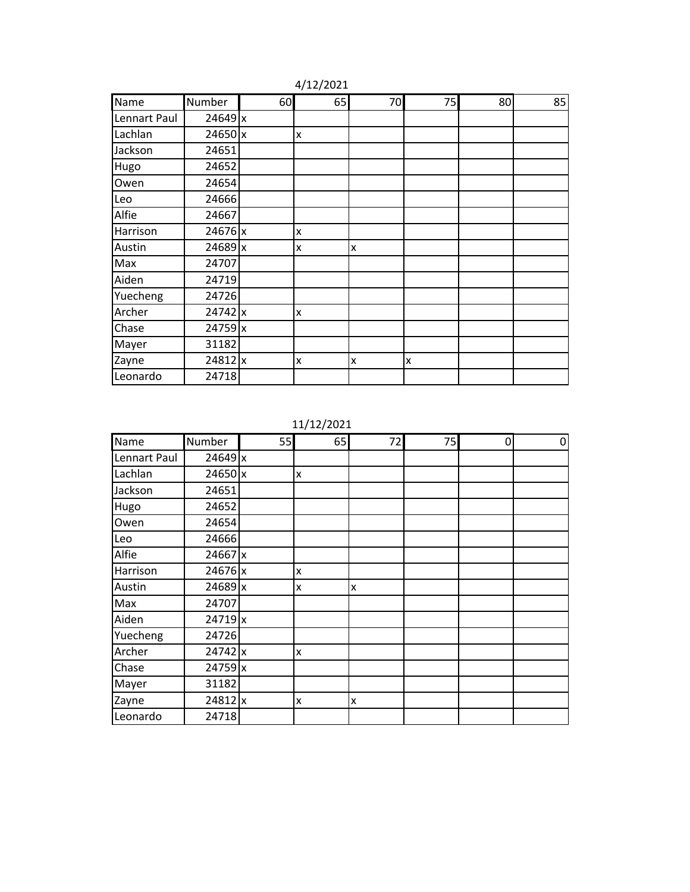4/12/2021

| Name | Number | 60 | 65 | 70 | 75 | 80 | 85 |
|---|---|---|---|---|---|---|---|
| Lennart Paul | 24649 | x | | | | | |
| Lachlan | 24650 | x | x | | | | |
| Jackson | 24651 | | | | | | |
| Hugo | 24652 | | | | | | |
| Owen | 24654 | | | | | | |
| Leo | 24666 | | | | | | |
| Alfie | 24667 | | | | | | |
| Harrison | 24676 | x | x | | | | |
| Austin | 24689 | x | x | x | | | |
| Max | 24707 | | | | | | |
| Aiden | 24719 | | | | | | |
| Yuecheng | 24726 | | | | | | |
| Archer | 24742 | x | x | | | | |
| Chase | 24759 | x | | | | | |
| Mayer | 31182 | | | | | | |
| Zayne | 24812 | x | x | x | x | | |
| Leonardo | 24718 | | | | | | |

11/12/2021

| Name | Number | 55 | 65 | 72 | 75 | 0 | 0 |
|---|---|---|---|---|---|---|---|
| Lennart Paul | 24649 | x | | | | | |
| Lachlan | 24650 | x | x | | | | |
| Jackson | 24651 | | | | | | |
| Hugo | 24652 | | | | | | |
| Owen | 24654 | | | | | | |
| Leo | 24666 | | | | | | |
| Alfie | 24667 | x | | | | | |
| Harrison | 24676 | x | x | | | | |
| Austin | 24689 | x | x | x | | | |
| Max | 24707 | | | | | | |
| Aiden | 24719 | x | | | | | |
| Yuecheng | 24726 | | | | | | |
| Archer | 24742 | x | x | | | | |
| Chase | 24759 | x | | | | | |
| Mayer | 31182 | | | | | | |
| Zayne | 24812 | x | x | x | | | |
| Leonardo | 24718 | | | | | | |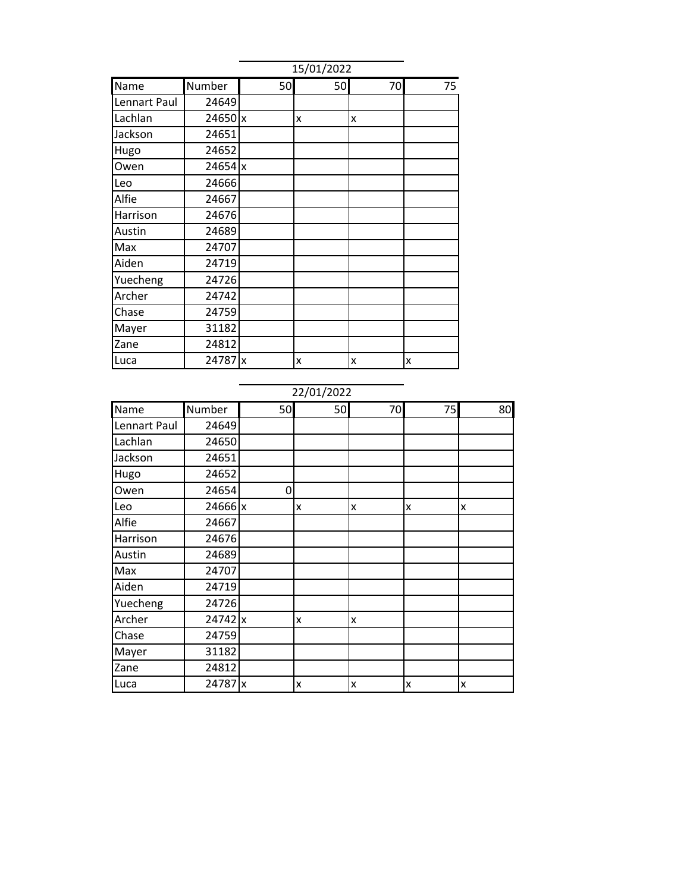## 15/01/2022

| Name | Number | 50 | 50 | 70 | 75 |
|---|---|---|---|---|---|
| Lennart Paul | 24649 | | | | |
| Lachlan | 24650 | x | x | x | |
| Jackson | 24651 | | | | |
| Hugo | 24652 | | | | |
| Owen | 24654 | x | | | |
| Leo | 24666 | | | | |
| Alfie | 24667 | | | | |
| Harrison | 24676 | | | | |
| Austin | 24689 | | | | |
| Max | 24707 | | | | |
| Aiden | 24719 | | | | |
| Yuecheng | 24726 | | | | |
| Archer | 24742 | | | | |
| Chase | 24759 | | | | |
| Mayer | 31182 | | | | |
| Zane | 24812 | | | | |
| Luca | 24787 | x | x | x | x |

## 22/01/2022

| Name | Number | 50 | 50 | 70 | 75 | 80 |
|---|---|---|---|---|---|---|
| Lennart Paul | 24649 | | | | | |
| Lachlan | 24650 | | | | | |
| Jackson | 24651 | | | | | |
| Hugo | 24652 | | | | | |
| Owen | 24654 | 0 | | | | |
| Leo | 24666 | x | x | x | x | x |
| Alfie | 24667 | | | | | |
| Harrison | 24676 | | | | | |
| Austin | 24689 | | | | | |
| Max | 24707 | | | | | |
| Aiden | 24719 | | | | | |
| Yuecheng | 24726 | | | | | |
| Archer | 24742 | x | x | x | | |
| Chase | 24759 | | | | | |
| Mayer | 31182 | | | | | |
| Zane | 24812 | | | | | |
| Luca | 24787 | x | x | x | x | x |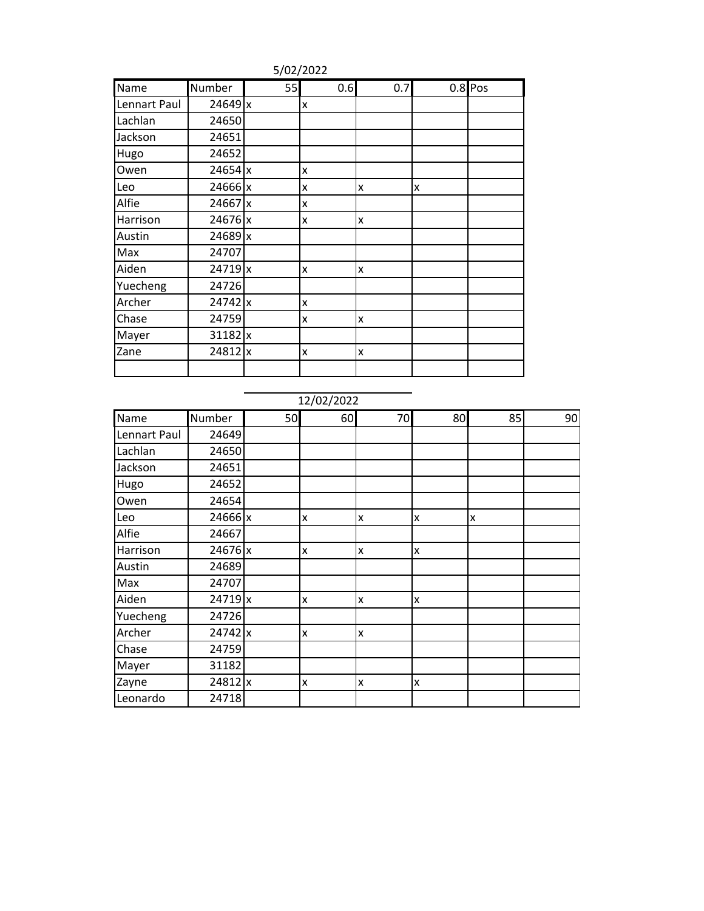5/02/2022

| Name | Number | 55 | 0.6 | 0.7 | 0.8 | Pos |
|---|---|---|---|---|---|---|
| Lennart Paul | 24649 | x | x | | | |
| Lachlan | 24650 | | | | | |
| Jackson | 24651 | | | | | |
| Hugo | 24652 | | | | | |
| Owen | 24654 | x | x | | | |
| Leo | 24666 | x | x | x | x | |
| Alfie | 24667 | x | x | | | |
| Harrison | 24676 | x | x | x | | |
| Austin | 24689 | x | | | | |
| Max | 24707 | | | | | |
| Aiden | 24719 | x | x | x | | |
| Yuecheng | 24726 | | | | | |
| Archer | 24742 | x | x | | | |
| Chase | 24759 | | x | x | | |
| Mayer | 31182 | x | | | | |
| Zane | 24812 | x | x | x | | |
| | | | | | | |

12/02/2022

| Name | Number | 50 | 60 | 70 | 80 | 85 | 90 |
|---|---|---|---|---|---|---|---|
| Lennart Paul | 24649 | | | | | | |
| Lachlan | 24650 | | | | | | |
| Jackson | 24651 | | | | | | |
| Hugo | 24652 | | | | | | |
| Owen | 24654 | | | | | | |
| Leo | 24666 | x | x | x | x | x | |
| Alfie | 24667 | | | | | | |
| Harrison | 24676 | x | x | x | x | | |
| Austin | 24689 | | | | | | |
| Max | 24707 | | | | | | |
| Aiden | 24719 | x | x | x | x | | |
| Yuecheng | 24726 | | | | | | |
| Archer | 24742 | x | x | x | | | |
| Chase | 24759 | | | | | | |
| Mayer | 31182 | | | | | | |
| Zayne | 24812 | x | x | x | x | | |
| Leonardo | 24718 | | | | | | |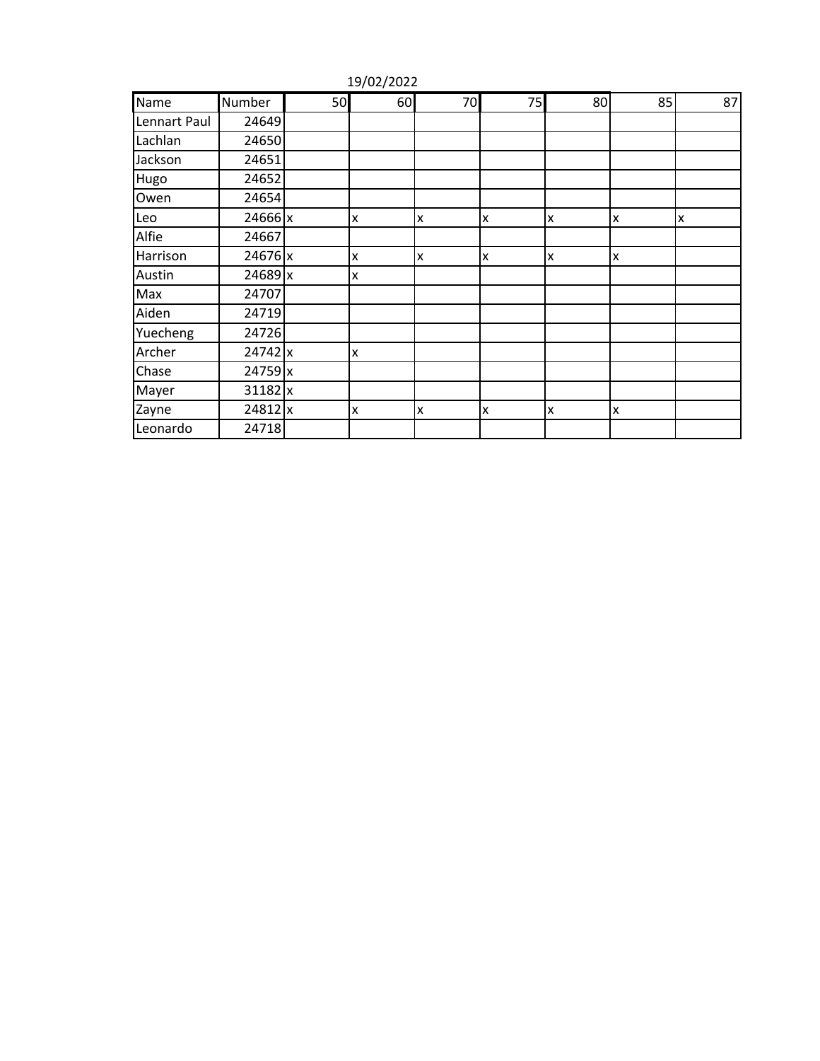19/02/2022

| Name | Number | 50 | 60 | 70 | 75 | 80 | 85 | 87 |
|---|---|---|---|---|---|---|---|---|
| Lennart Paul | 24649 | | | | | | | |
| Lachlan | 24650 | | | | | | | |
| Jackson | 24651 | | | | | | | |
| Hugo | 24652 | | | | | | | |
| Owen | 24654 | | | | | | | |
| Leo | 24666 | x | x | x | x | x | x | x |
| Alfie | 24667 | | | | | | | |
| Harrison | 24676 | x | x | x | x | x | x | |
| Austin | 24689 | x | x | | | | | |
| Max | 24707 | | | | | | | |
| Aiden | 24719 | | | | | | | |
| Yuecheng | 24726 | | | | | | | |
| Archer | 24742 | x | x | | | | | |
| Chase | 24759 | x | | | | | | |
| Mayer | 31182 | x | | | | | | |
| Zayne | 24812 | x | x | x | x | x | x | |
| Leonardo | 24718 | | | | | | | |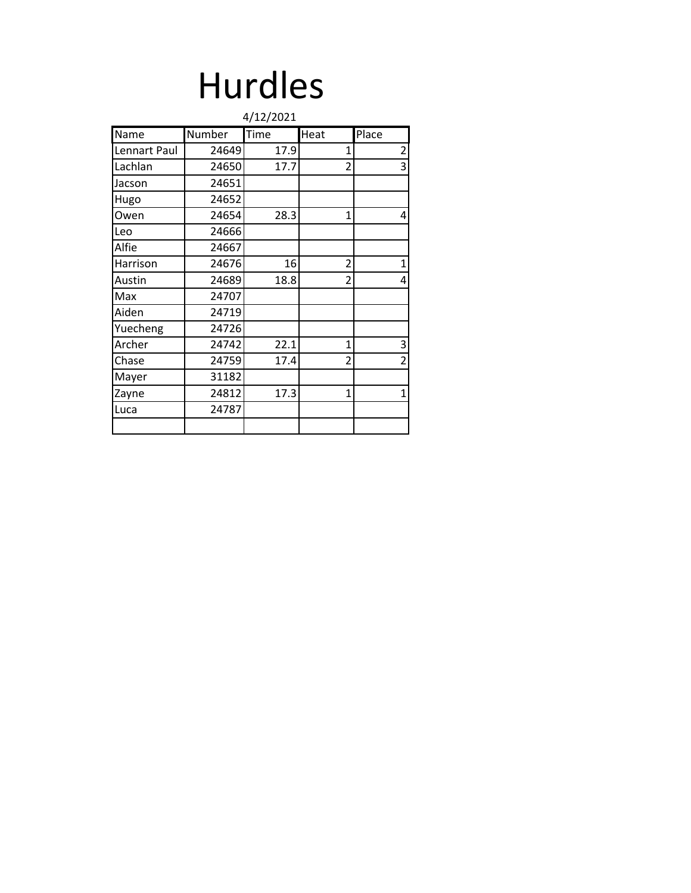# Hurdles

4/12/2021

| Name | Number | Time | Heat | Place |
|---|---|---|---|---|
| Lennart Paul | 24649 | 17.9 | 1 | 2 |
| Lachlan | 24650 | 17.7 | 2 | 3 |
| Jacson | 24651 | | | |
| Hugo | 24652 | | | |
| Owen | 24654 | 28.3 | 1 | 4 |
| Leo | 24666 | | | |
| Alfie | 24667 | | | |
| Harrison | 24676 | 16 | 2 | 1 |
| Austin | 24689 | 18.8 | 2 | 4 |
| Max | 24707 | | | |
| Aiden | 24719 | | | |
| Yuecheng | 24726 | | | |
| Archer | 24742 | 22.1 | 1 | 3 |
| Chase | 24759 | 17.4 | 2 | 2 |
| Mayer | 31182 | | | |
| Zayne | 24812 | 17.3 | 1 | 1 |
| Luca | 24787 | | | |
| | | | | |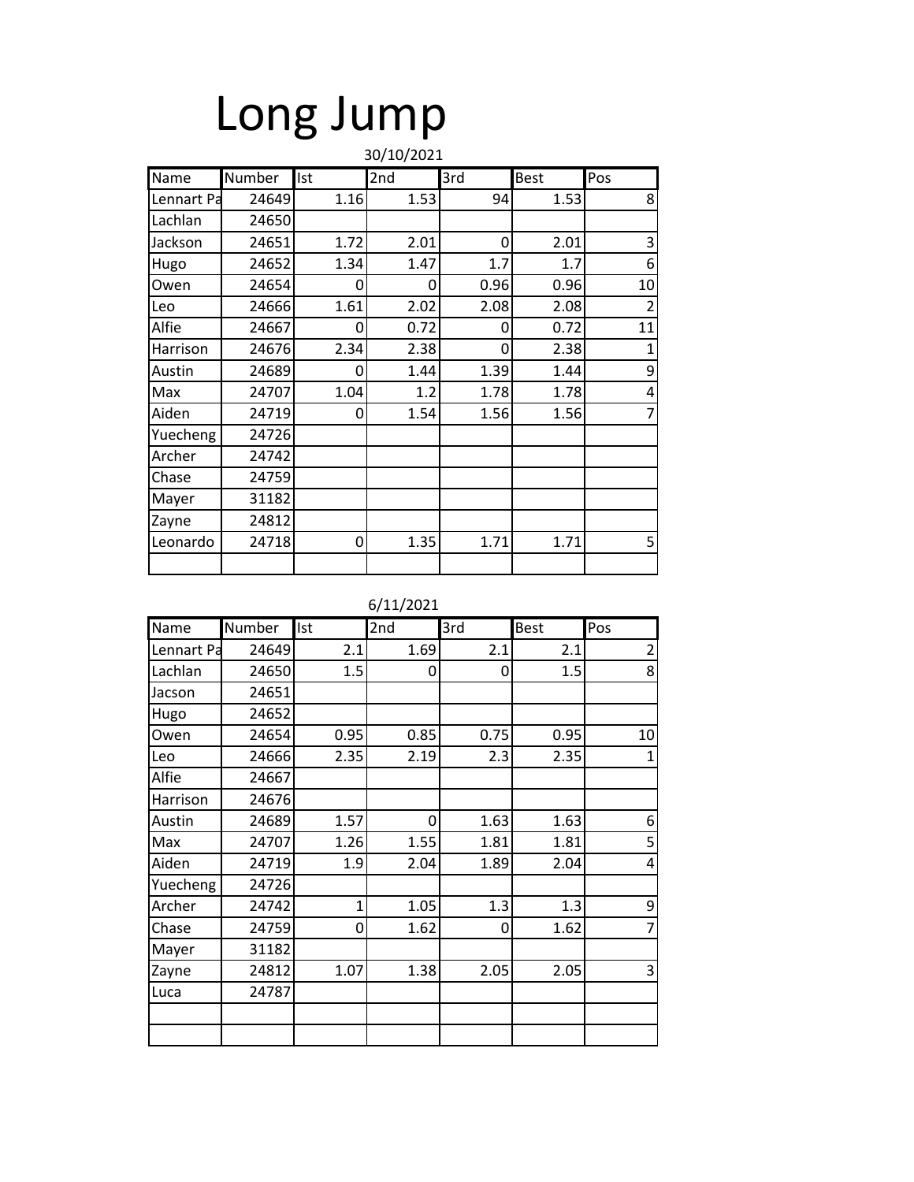# Long Jump

30/10/2021

| Name | Number | Ist | 2nd | 3rd | Best | Pos |
|---|---|---|---|---|---|---|
| Lennart Pa | 24649 | 1.16 | 1.53 | 94 | 1.53 | 8 |
| Lachlan | 24650 | | | | | |
| Jackson | 24651 | 1.72 | 2.01 | 0 | 2.01 | 3 |
| Hugo | 24652 | 1.34 | 1.47 | 1.7 | 1.7 | 6 |
| Owen | 24654 | 0 | 0 | 0.96 | 0.96 | 10 |
| Leo | 24666 | 1.61 | 2.02 | 2.08 | 2.08 | 2 |
| Alfie | 24667 | 0 | 0.72 | 0 | 0.72 | 11 |
| Harrison | 24676 | 2.34 | 2.38 | 0 | 2.38 | 1 |
| Austin | 24689 | 0 | 1.44 | 1.39 | 1.44 | 9 |
| Max | 24707 | 1.04 | 1.2 | 1.78 | 1.78 | 4 |
| Aiden | 24719 | 0 | 1.54 | 1.56 | 1.56 | 7 |
| Yuecheng | 24726 | | | | | |
| Archer | 24742 | | | | | |
| Chase | 24759 | | | | | |
| Mayer | 31182 | | | | | |
| Zayne | 24812 | | | | | |
| Leonardo | 24718 | 0 | 1.35 | 1.71 | 1.71 | 5 |
| | | | | | | |

6/11/2021

| Name | Number | Ist | 2nd | 3rd | Best | Pos |
|---|---|---|---|---|---|---|
| Lennart Pa | 24649 | 2.1 | 1.69 | 2.1 | 2.1 | 2 |
| Lachlan | 24650 | 1.5 | 0 | 0 | 1.5 | 8 |
| Jacson | 24651 | | | | | |
| Hugo | 24652 | | | | | |
| Owen | 24654 | 0.95 | 0.85 | 0.75 | 0.95 | 10 |
| Leo | 24666 | 2.35 | 2.19 | 2.3 | 2.35 | 1 |
| Alfie | 24667 | | | | | |
| Harrison | 24676 | | | | | |
| Austin | 24689 | 1.57 | 0 | 1.63 | 1.63 | 6 |
| Max | 24707 | 1.26 | 1.55 | 1.81 | 1.81 | 5 |
| Aiden | 24719 | 1.9 | 2.04 | 1.89 | 2.04 | 4 |
| Yuecheng | 24726 | | | | | |
| Archer | 24742 | 1 | 1.05 | 1.3 | 1.3 | 9 |
| Chase | 24759 | 0 | 1.62 | 0 | 1.62 | 7 |
| Mayer | 31182 | | | | | |
| Zayne | 24812 | 1.07 | 1.38 | 2.05 | 2.05 | 3 |
| Luca | 24787 | | | | | |
| | | | | | | |
| | | | | | | |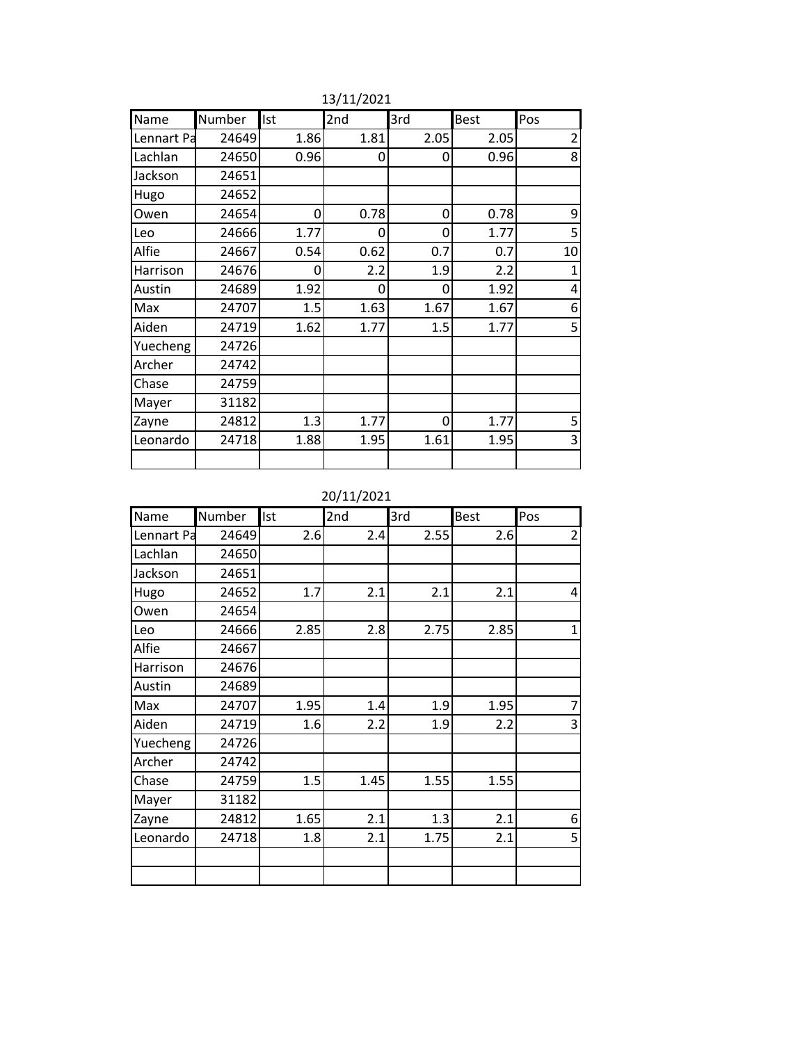13/11/2021

| Name | Number | Ist | 2nd | 3rd | Best | Pos |
|---|---|---|---|---|---|---|
| Lennart Pa | 24649 | 1.86 | 1.81 | 2.05 | 2.05 | 2 |
| Lachlan | 24650 | 0.96 | 0 | 0 | 0.96 | 8 |
| Jackson | 24651 | | | | | |
| Hugo | 24652 | | | | | |
| Owen | 24654 | 0 | 0.78 | 0 | 0.78 | 9 |
| Leo | 24666 | 1.77 | 0 | 0 | 1.77 | 5 |
| Alfie | 24667 | 0.54 | 0.62 | 0.7 | 0.7 | 10 |
| Harrison | 24676 | 0 | 2.2 | 1.9 | 2.2 | 1 |
| Austin | 24689 | 1.92 | 0 | 0 | 1.92 | 4 |
| Max | 24707 | 1.5 | 1.63 | 1.67 | 1.67 | 6 |
| Aiden | 24719 | 1.62 | 1.77 | 1.5 | 1.77 | 5 |
| Yuecheng | 24726 | | | | | |
| Archer | 24742 | | | | | |
| Chase | 24759 | | | | | |
| Mayer | 31182 | | | | | |
| Zayne | 24812 | 1.3 | 1.77 | 0 | 1.77 | 5 |
| Leonardo | 24718 | 1.88 | 1.95 | 1.61 | 1.95 | 3 |
| | | | | | | |

20/11/2021

| Name | Number | Ist | 2nd | 3rd | Best | Pos |
|---|---|---|---|---|---|---|
| Lennart Pa | 24649 | 2.6 | 2.4 | 2.55 | 2.6 | 2 |
| Lachlan | 24650 | | | | | |
| Jackson | 24651 | | | | | |
| Hugo | 24652 | 1.7 | 2.1 | 2.1 | 2.1 | 4 |
| Owen | 24654 | | | | | |
| Leo | 24666 | 2.85 | 2.8 | 2.75 | 2.85 | 1 |
| Alfie | 24667 | | | | | |
| Harrison | 24676 | | | | | |
| Austin | 24689 | | | | | |
| Max | 24707 | 1.95 | 1.4 | 1.9 | 1.95 | 7 |
| Aiden | 24719 | 1.6 | 2.2 | 1.9 | 2.2 | 3 |
| Yuecheng | 24726 | | | | | |
| Archer | 24742 | | | | | |
| Chase | 24759 | 1.5 | 1.45 | 1.55 | 1.55 | |
| Mayer | 31182 | | | | | |
| Zayne | 24812 | 1.65 | 2.1 | 1.3 | 2.1 | 6 |
| Leonardo | 24718 | 1.8 | 2.1 | 1.75 | 2.1 | 5 |
| | | | | | | |
| | | | | | | |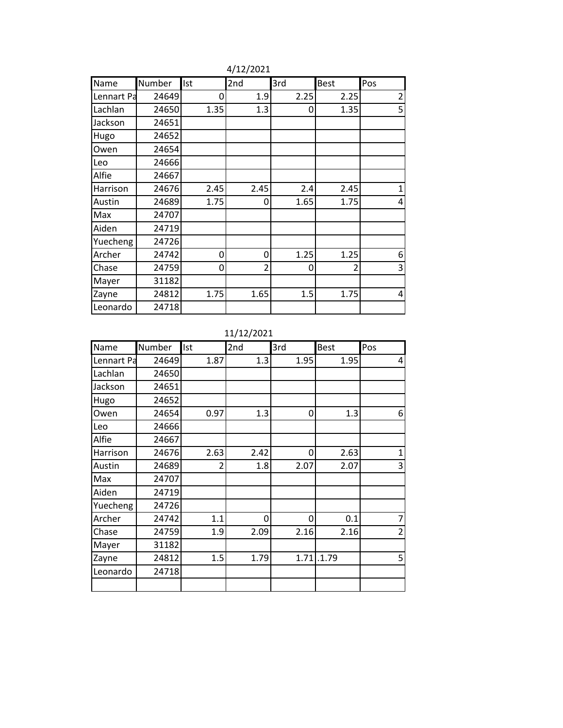4/12/2021

| Name | Number | Ist | 2nd | 3rd | Best | Pos |
|---|---|---|---|---|---|---|
| Lennart Pa | 24649 | 0 | 1.9 | 2.25 | 2.25 | 2 |
| Lachlan | 24650 | 1.35 | 1.3 | 0 | 1.35 | 5 |
| Jackson | 24651 | | | | | |
| Hugo | 24652 | | | | | |
| Owen | 24654 | | | | | |
| Leo | 24666 | | | | | |
| Alfie | 24667 | | | | | |
| Harrison | 24676 | 2.45 | 2.45 | 2.4 | 2.45 | 1 |
| Austin | 24689 | 1.75 | 0 | 1.65 | 1.75 | 4 |
| Max | 24707 | | | | | |
| Aiden | 24719 | | | | | |
| Yuecheng | 24726 | | | | | |
| Archer | 24742 | 0 | 0 | 1.25 | 1.25 | 6 |
| Chase | 24759 | 0 | 2 | 0 | 2 | 3 |
| Mayer | 31182 | | | | | |
| Zayne | 24812 | 1.75 | 1.65 | 1.5 | 1.75 | 4 |
| Leonardo | 24718 | | | | | |

11/12/2021

| Name | Number | Ist | 2nd | 3rd | Best | Pos |
|---|---|---|---|---|---|---|
| Lennart Pa | 24649 | 1.87 | 1.3 | 1.95 | 1.95 | 4 |
| Lachlan | 24650 | | | | | |
| Jackson | 24651 | | | | | |
| Hugo | 24652 | | | | | |
| Owen | 24654 | 0.97 | 1.3 | 0 | 1.3 | 6 |
| Leo | 24666 | | | | | |
| Alfie | 24667 | | | | | |
| Harrison | 24676 | 2.63 | 2.42 | 0 | 2.63 | 1 |
| Austin | 24689 | 2 | 1.8 | 2.07 | 2.07 | 3 |
| Max | 24707 | | | | | |
| Aiden | 24719 | | | | | |
| Yuecheng | 24726 | | | | | |
| Archer | 24742 | 1.1 | 0 | 0 | 0.1 | 7 |
| Chase | 24759 | 1.9 | 2.09 | 2.16 | 2.16 | 2 |
| Mayer | 31182 | | | | | |
| Zayne | 24812 | 1.5 | 1.79 | 1.71 | .1.79 | 5 |
| Leonardo | 24718 | | | | | |
| | | | | | | |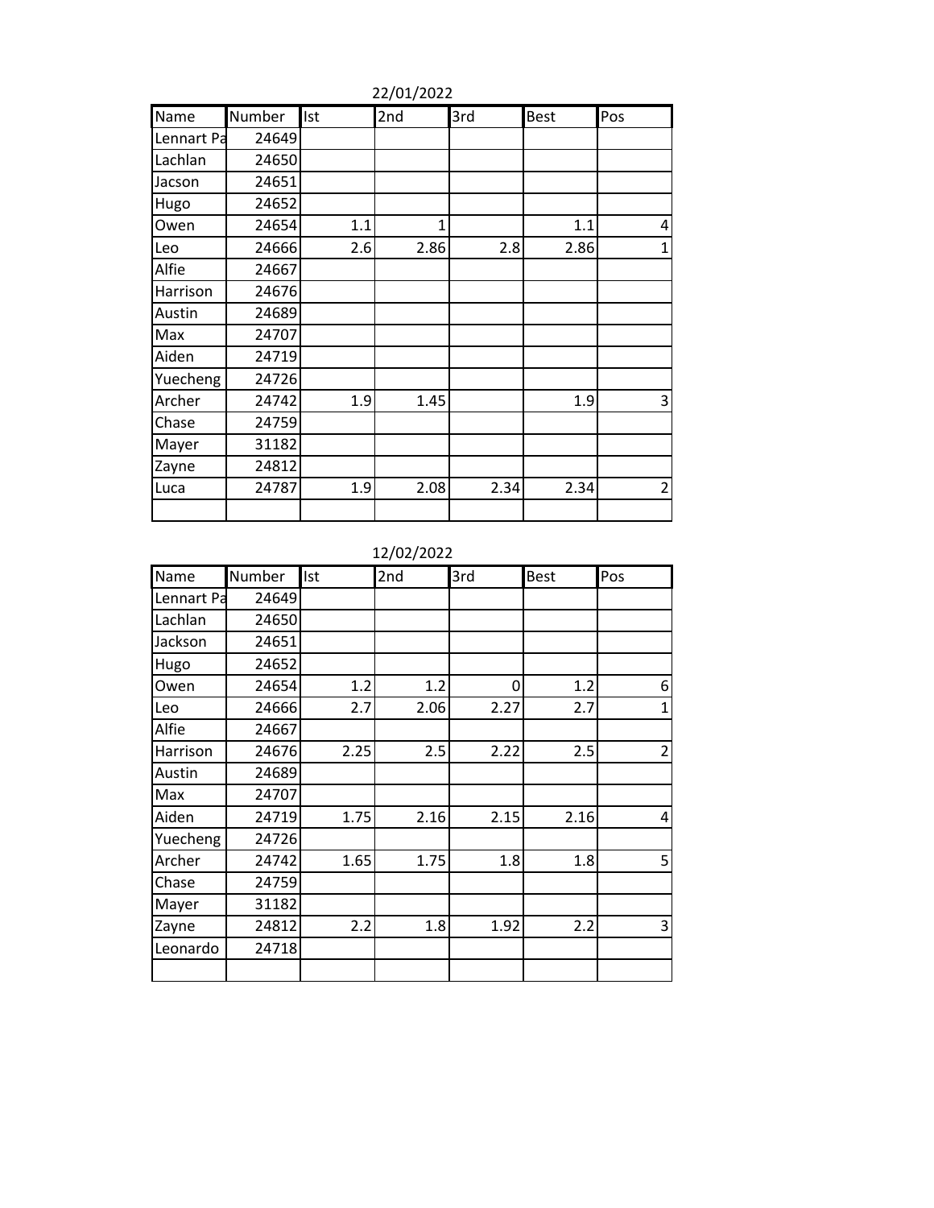22/01/2022

| Name | Number | Ist | 2nd | 3rd | Best | Pos |
|---|---|---|---|---|---|---|
| Lennart Pa | 24649 | | | | | |
| Lachlan | 24650 | | | | | |
| Jacson | 24651 | | | | | |
| Hugo | 24652 | | | | | |
| Owen | 24654 | 1.1 | 1 | | 1.1 | 4 |
| Leo | 24666 | 2.6 | 2.86 | 2.8 | 2.86 | 1 |
| Alfie | 24667 | | | | | |
| Harrison | 24676 | | | | | |
| Austin | 24689 | | | | | |
| Max | 24707 | | | | | |
| Aiden | 24719 | | | | | |
| Yuecheng | 24726 | | | | | |
| Archer | 24742 | 1.9 | 1.45 | | 1.9 | 3 |
| Chase | 24759 | | | | | |
| Mayer | 31182 | | | | | |
| Zayne | 24812 | | | | | |
| Luca | 24787 | 1.9 | 2.08 | 2.34 | 2.34 | 2 |
| | | | | | | |

12/02/2022

| Name | Number | Ist | 2nd | 3rd | Best | Pos |
|---|---|---|---|---|---|---|
| Lennart Pa | 24649 | | | | | |
| Lachlan | 24650 | | | | | |
| Jackson | 24651 | | | | | |
| Hugo | 24652 | | | | | |
| Owen | 24654 | 1.2 | 1.2 | 0 | 1.2 | 6 |
| Leo | 24666 | 2.7 | 2.06 | 2.27 | 2.7 | 1 |
| Alfie | 24667 | | | | | |
| Harrison | 24676 | 2.25 | 2.5 | 2.22 | 2.5 | 2 |
| Austin | 24689 | | | | | |
| Max | 24707 | | | | | |
| Aiden | 24719 | 1.75 | 2.16 | 2.15 | 2.16 | 4 |
| Yuecheng | 24726 | | | | | |
| Archer | 24742 | 1.65 | 1.75 | 1.8 | 1.8 | 5 |
| Chase | 24759 | | | | | |
| Mayer | 31182 | | | | | |
| Zayne | 24812 | 2.2 | 1.8 | 1.92 | 2.2 | 3 |
| Leonardo | 24718 | | | | | |
| | | | | | | |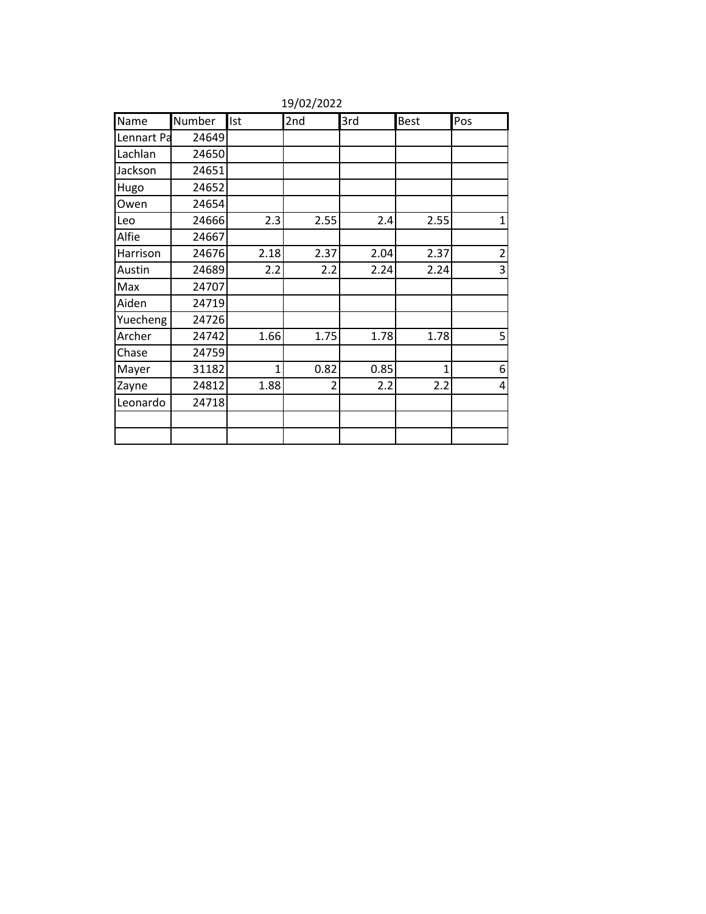19/02/2022

| Name | Number | Ist | 2nd | 3rd | Best | Pos |
|---|---|---|---|---|---|---|
| Lennart Pa | 24649 | | | | | |
| Lachlan | 24650 | | | | | |
| Jackson | 24651 | | | | | |
| Hugo | 24652 | | | | | |
| Owen | 24654 | | | | | |
| Leo | 24666 | 2.3 | 2.55 | 2.4 | 2.55 | 1 |
| Alfie | 24667 | | | | | |
| Harrison | 24676 | 2.18 | 2.37 | 2.04 | 2.37 | 2 |
| Austin | 24689 | 2.2 | 2.2 | 2.24 | 2.24 | 3 |
| Max | 24707 | | | | | |
| Aiden | 24719 | | | | | |
| Yuecheng | 24726 | | | | | |
| Archer | 24742 | 1.66 | 1.75 | 1.78 | 1.78 | 5 |
| Chase | 24759 | | | | | |
| Mayer | 31182 | 1 | 0.82 | 0.85 | 1 | 6 |
| Zayne | 24812 | 1.88 | 2 | 2.2 | 2.2 | 4 |
| Leonardo | 24718 | | | | | |
| | | | | | | |
| | | | | | | |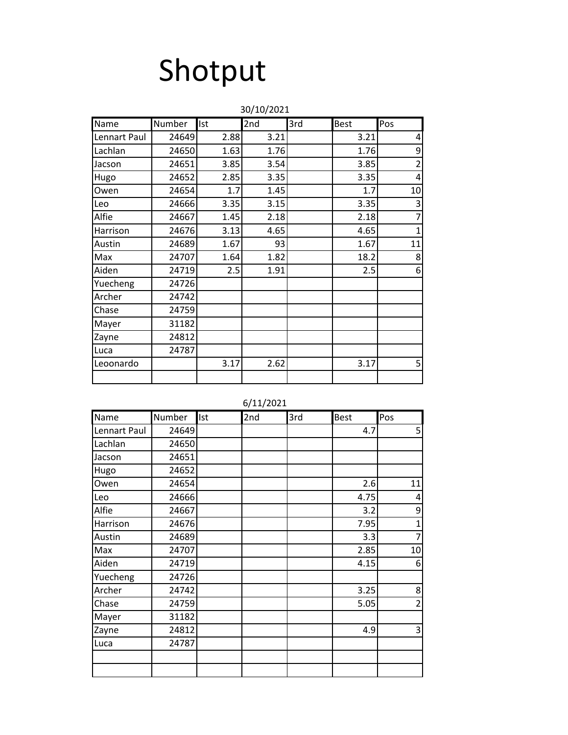# Shotput

30/10/2021

| Name | Number | Ist | 2nd | 3rd | Best | Pos |
|---|---|---|---|---|---|---|
| Lennart Paul | 24649 | 2.88 | 3.21 | | 3.21 | 4 |
| Lachlan | 24650 | 1.63 | 1.76 | | 1.76 | 9 |
| Jacson | 24651 | 3.85 | 3.54 | | 3.85 | 2 |
| Hugo | 24652 | 2.85 | 3.35 | | 3.35 | 4 |
| Owen | 24654 | 1.7 | 1.45 | | 1.7 | 10 |
| Leo | 24666 | 3.35 | 3.15 | | 3.35 | 3 |
| Alfie | 24667 | 1.45 | 2.18 | | 2.18 | 7 |
| Harrison | 24676 | 3.13 | 4.65 | | 4.65 | 1 |
| Austin | 24689 | 1.67 | 93 | | 1.67 | 11 |
| Max | 24707 | 1.64 | 1.82 | | 18.2 | 8 |
| Aiden | 24719 | 2.5 | 1.91 | | 2.5 | 6 |
| Yuecheng | 24726 | | | | | |
| Archer | 24742 | | | | | |
| Chase | 24759 | | | | | |
| Mayer | 31182 | | | | | |
| Zayne | 24812 | | | | | |
| Luca | 24787 | | | | | |
| Leoonardo | | 3.17 | 2.62 | | 3.17 | 5 |
| | | | | | | |

6/11/2021

| Name | Number | Ist | 2nd | 3rd | Best | Pos |
|---|---|---|---|---|---|---|
| Lennart Paul | 24649 | | | | 4.7 | 5 |
| Lachlan | 24650 | | | | | |
| Jacson | 24651 | | | | | |
| Hugo | 24652 | | | | | |
| Owen | 24654 | | | | 2.6 | 11 |
| Leo | 24666 | | | | 4.75 | 4 |
| Alfie | 24667 | | | | 3.2 | 9 |
| Harrison | 24676 | | | | 7.95 | 1 |
| Austin | 24689 | | | | 3.3 | 7 |
| Max | 24707 | | | | 2.85 | 10 |
| Aiden | 24719 | | | | 4.15 | 6 |
| Yuecheng | 24726 | | | | | |
| Archer | 24742 | | | | 3.25 | 8 |
| Chase | 24759 | | | | 5.05 | 2 |
| Mayer | 31182 | | | | | |
| Zayne | 24812 | | | | 4.9 | 3 |
| Luca | 24787 | | | | | |
| | | | | | | |
| | | | | | | |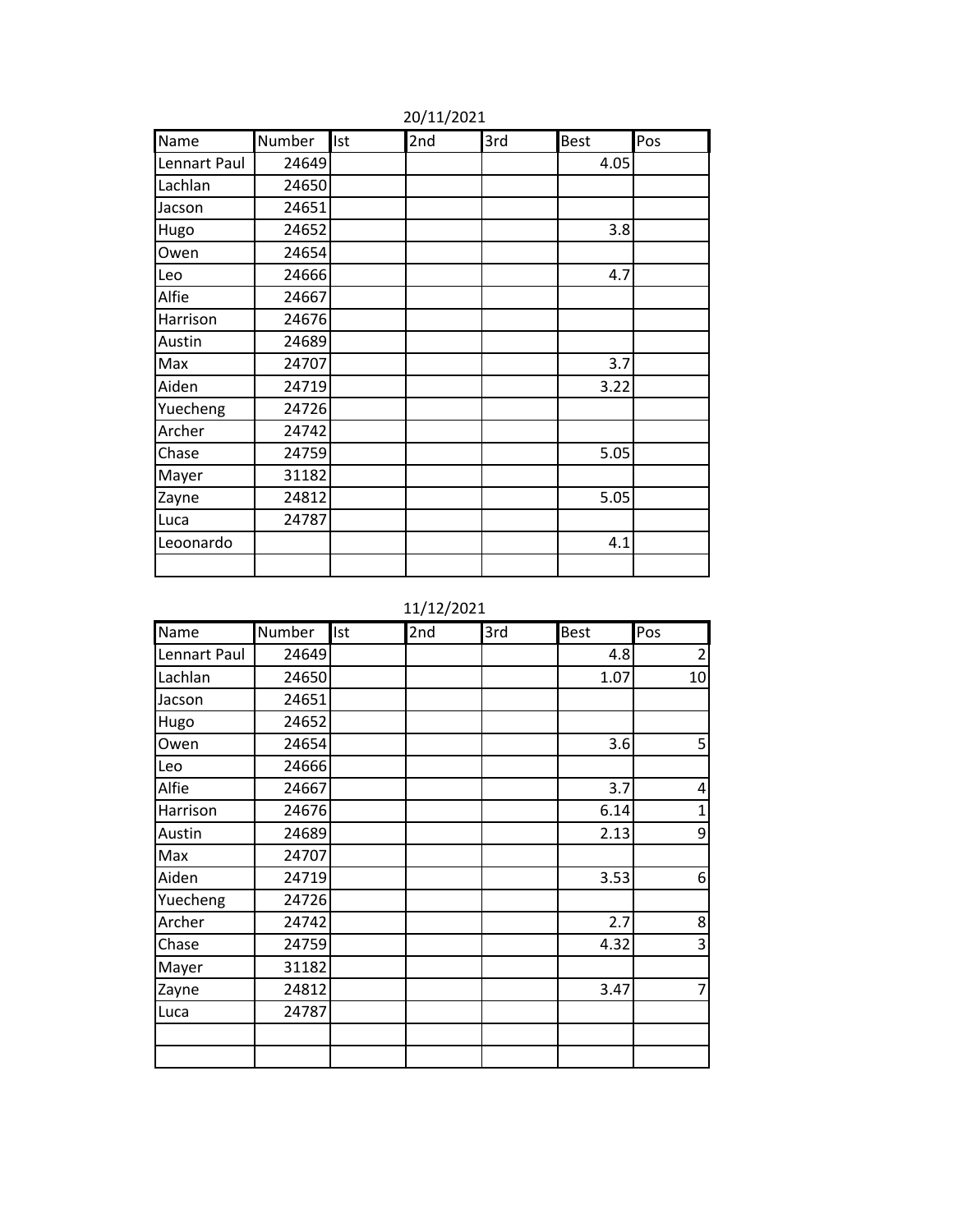20/11/2021

| Name | Number | Ist | 2nd | 3rd | Best | Pos |
|---|---|---|---|---|---|---|
| Lennart Paul | 24649 | | | | 4.05 | |
| Lachlan | 24650 | | | | | |
| Jacson | 24651 | | | | | |
| Hugo | 24652 | | | | 3.8 | |
| Owen | 24654 | | | | | |
| Leo | 24666 | | | | 4.7 | |
| Alfie | 24667 | | | | | |
| Harrison | 24676 | | | | | |
| Austin | 24689 | | | | | |
| Max | 24707 | | | | 3.7 | |
| Aiden | 24719 | | | | 3.22 | |
| Yuecheng | 24726 | | | | | |
| Archer | 24742 | | | | | |
| Chase | 24759 | | | | 5.05 | |
| Mayer | 31182 | | | | | |
| Zayne | 24812 | | | | 5.05 | |
| Luca | 24787 | | | | | |
| Leoonardo | | | | | 4.1 | |
| | | | | | | |

11/12/2021

| Name | Number | Ist | 2nd | 3rd | Best | Pos |
|---|---|---|---|---|---|---|
| Lennart Paul | 24649 | | | | 4.8 | 2 |
| Lachlan | 24650 | | | | 1.07 | 10 |
| Jacson | 24651 | | | | | |
| Hugo | 24652 | | | | | |
| Owen | 24654 | | | | 3.6 | 5 |
| Leo | 24666 | | | | | |
| Alfie | 24667 | | | | 3.7 | 4 |
| Harrison | 24676 | | | | 6.14 | 1 |
| Austin | 24689 | | | | 2.13 | 9 |
| Max | 24707 | | | | | |
| Aiden | 24719 | | | | 3.53 | 6 |
| Yuecheng | 24726 | | | | | |
| Archer | 24742 | | | | 2.7 | 8 |
| Chase | 24759 | | | | 4.32 | 3 |
| Mayer | 31182 | | | | | |
| Zayne | 24812 | | | | 3.47 | 7 |
| Luca | 24787 | | | | | |
| | | | | | | |
| | | | | | | |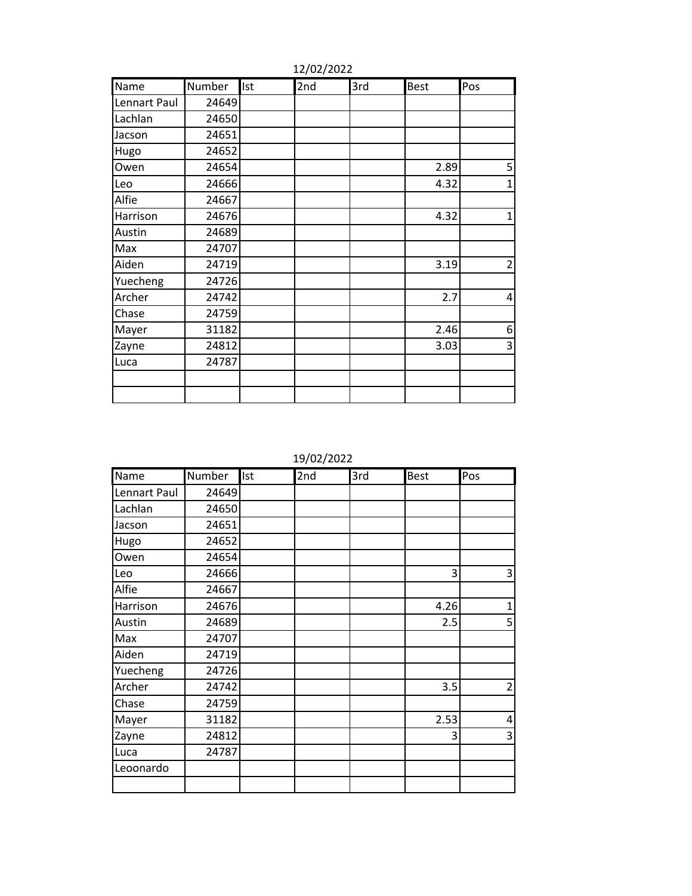12/02/2022

| Name | Number | Ist | 2nd | 3rd | Best | Pos |
|---|---|---|---|---|---|---|
| Lennart Paul | 24649 | | | | | |
| Lachlan | 24650 | | | | | |
| Jacson | 24651 | | | | | |
| Hugo | 24652 | | | | | |
| Owen | 24654 | | | | 2.89 | 5 |
| Leo | 24666 | | | | 4.32 | 1 |
| Alfie | 24667 | | | | | |
| Harrison | 24676 | | | | 4.32 | 1 |
| Austin | 24689 | | | | | |
| Max | 24707 | | | | | |
| Aiden | 24719 | | | | 3.19 | 2 |
| Yuecheng | 24726 | | | | | |
| Archer | 24742 | | | | 2.7 | 4 |
| Chase | 24759 | | | | | |
| Mayer | 31182 | | | | 2.46 | 6 |
| Zayne | 24812 | | | | 3.03 | 3 |
| Luca | 24787 | | | | | |
| | | | | | | |
| | | | | | | |

19/02/2022

| Name | Number | Ist | 2nd | 3rd | Best | Pos |
|---|---|---|---|---|---|---|
| Lennart Paul | 24649 | | | | | |
| Lachlan | 24650 | | | | | |
| Jacson | 24651 | | | | | |
| Hugo | 24652 | | | | | |
| Owen | 24654 | | | | | |
| Leo | 24666 | | | | 3 | 3 |
| Alfie | 24667 | | | | | |
| Harrison | 24676 | | | | 4.26 | 1 |
| Austin | 24689 | | | | 2.5 | 5 |
| Max | 24707 | | | | | |
| Aiden | 24719 | | | | | |
| Yuecheng | 24726 | | | | | |
| Archer | 24742 | | | | 3.5 | 2 |
| Chase | 24759 | | | | | |
| Mayer | 31182 | | | | 2.53 | 4 |
| Zayne | 24812 | | | | 3 | 3 |
| Luca | 24787 | | | | | |
| Leoonardo | | | | | | |
| | | | | | | |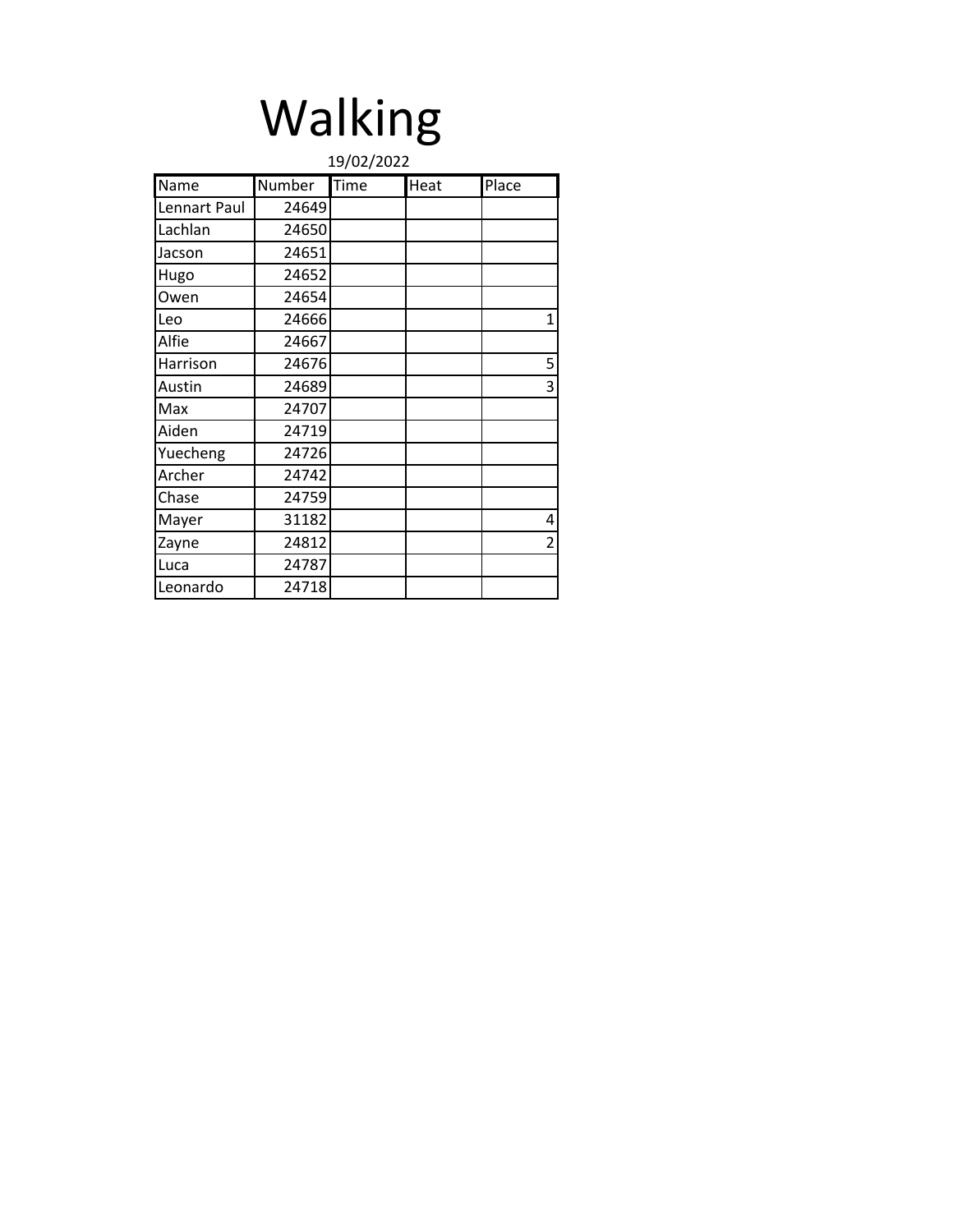# Walking

19/02/2022

| Name | Number | Time | Heat | Place |
|---|---|---|---|---|
| Lennart Paul | 24649 | | | |
| Lachlan | 24650 | | | |
| Jacson | 24651 | | | |
| Hugo | 24652 | | | |
| Owen | 24654 | | | |
| Leo | 24666 | | | 1 |
| Alfie | 24667 | | | |
| Harrison | 24676 | | | 5 |
| Austin | 24689 | | | 3 |
| Max | 24707 | | | |
| Aiden | 24719 | | | |
| Yuecheng | 24726 | | | |
| Archer | 24742 | | | |
| Chase | 24759 | | | |
| Mayer | 31182 | | | 4 |
| Zayne | 24812 | | | 2 |
| Luca | 24787 | | | |
| Leonardo | 24718 | | | |